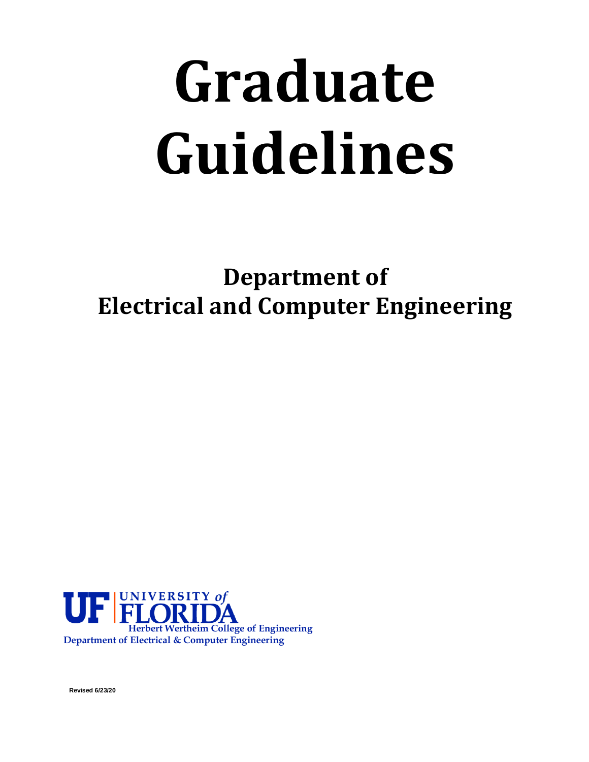# Graduate Guidelines

## Department of Electrical and Computer Engineering

UF | UNIVERSITY *of* FLORIDA
Herbert Wertheim College of Engineering
Department of Electrical & Computer Engineering

**Revised 6/23/20**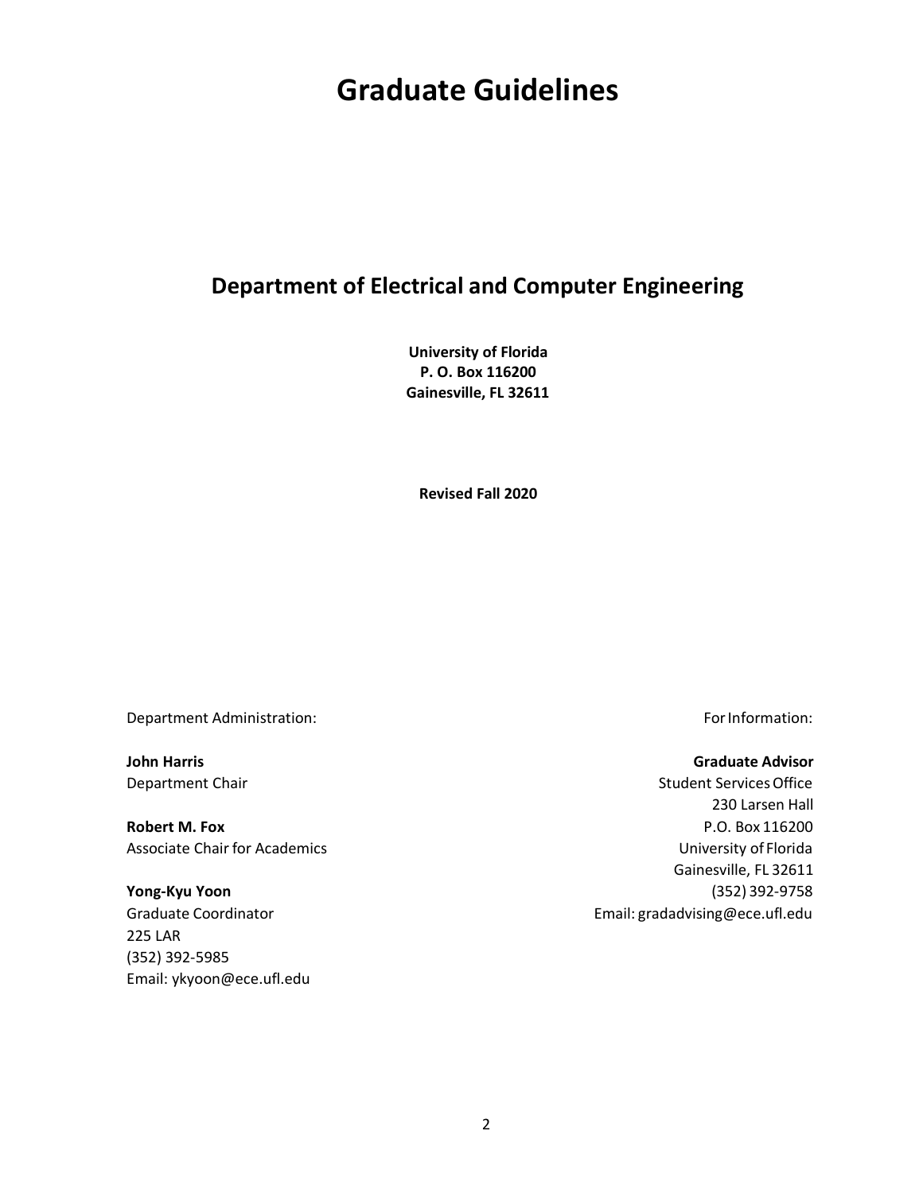# Graduate Guidelines

## Department of Electrical and Computer Engineering

**University of Florida**
**P. O. Box 116200**
**Gainesville, FL 32611**

**Revised Fall 2020**

Department Administration:

**John Harris**
Department Chair

**Robert M. Fox**
Associate Chair for Academics

**Yong-Kyu Yoon**
Graduate Coordinator
225 LAR
(352) 392-5985
Email: ykyoon@ece.ufl.edu

For Information:

**Graduate Advisor**
Student Services Office
230 Larsen Hall
P.O. Box 116200
University of Florida
Gainesville, FL 32611
(352) 392-9758
Email: gradadvising@ece.ufl.edu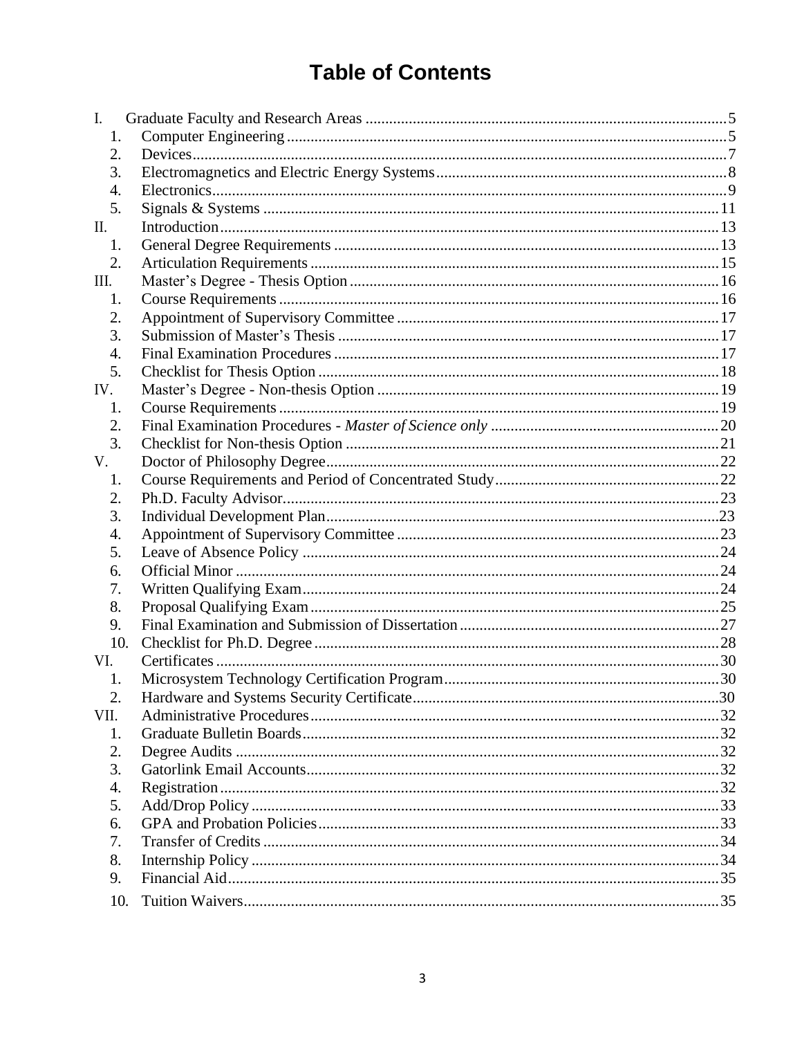# Table of Contents

- I. Graduate Faculty and Research Areas .......... 5
  - 1. Computer Engineering .......... 5
  - 2. Devices .......... 7
  - 3. Electromagnetics and Electric Energy Systems .......... 8
  - 4. Electronics .......... 9
  - 5. Signals & Systems .......... 11
- II. Introduction .......... 13
  - 1. General Degree Requirements .......... 13
  - 2. Articulation Requirements .......... 15
- III. Master's Degree - Thesis Option .......... 16
  - 1. Course Requirements .......... 16
  - 2. Appointment of Supervisory Committee .......... 17
  - 3. Submission of Master's Thesis .......... 17
  - 4. Final Examination Procedures .......... 17
  - 5. Checklist for Thesis Option .......... 18
- IV. Master's Degree - Non-thesis Option .......... 19
  - 1. Course Requirements .......... 19
  - 2. Final Examination Procedures - *Master of Science only* .......... 20
  - 3. Checklist for Non-thesis Option .......... 21
- V. Doctor of Philosophy Degree .......... 22
  - 1. Course Requirements and Period of Concentrated Study .......... 22
  - 2. Ph.D. Faculty Advisor .......... 23
  - 3. Individual Development Plan .......... 23
  - 4. Appointment of Supervisory Committee .......... 23
  - 5. Leave of Absence Policy .......... 24
  - 6. Official Minor .......... 24
  - 7. Written Qualifying Exam .......... 24
  - 8. Proposal Qualifying Exam .......... 25
  - 9. Final Examination and Submission of Dissertation .......... 27
  - 10. Checklist for Ph.D. Degree .......... 28
- VI. Certificates .......... 30
  - 1. Microsystem Technology Certification Program .......... 30
  - 2. Hardware and Systems Security Certificate .......... 30
- VII. Administrative Procedures .......... 32
  - 1. Graduate Bulletin Boards .......... 32
  - 2. Degree Audits .......... 32
  - 3. Gatorlink Email Accounts .......... 32
  - 4. Registration .......... 32
  - 5. Add/Drop Policy .......... 33
  - 6. GPA and Probation Policies .......... 33
  - 7. Transfer of Credits .......... 34
  - 8. Internship Policy .......... 34
  - 9. Financial Aid .......... 35
  - 10. Tuition Waivers .......... 35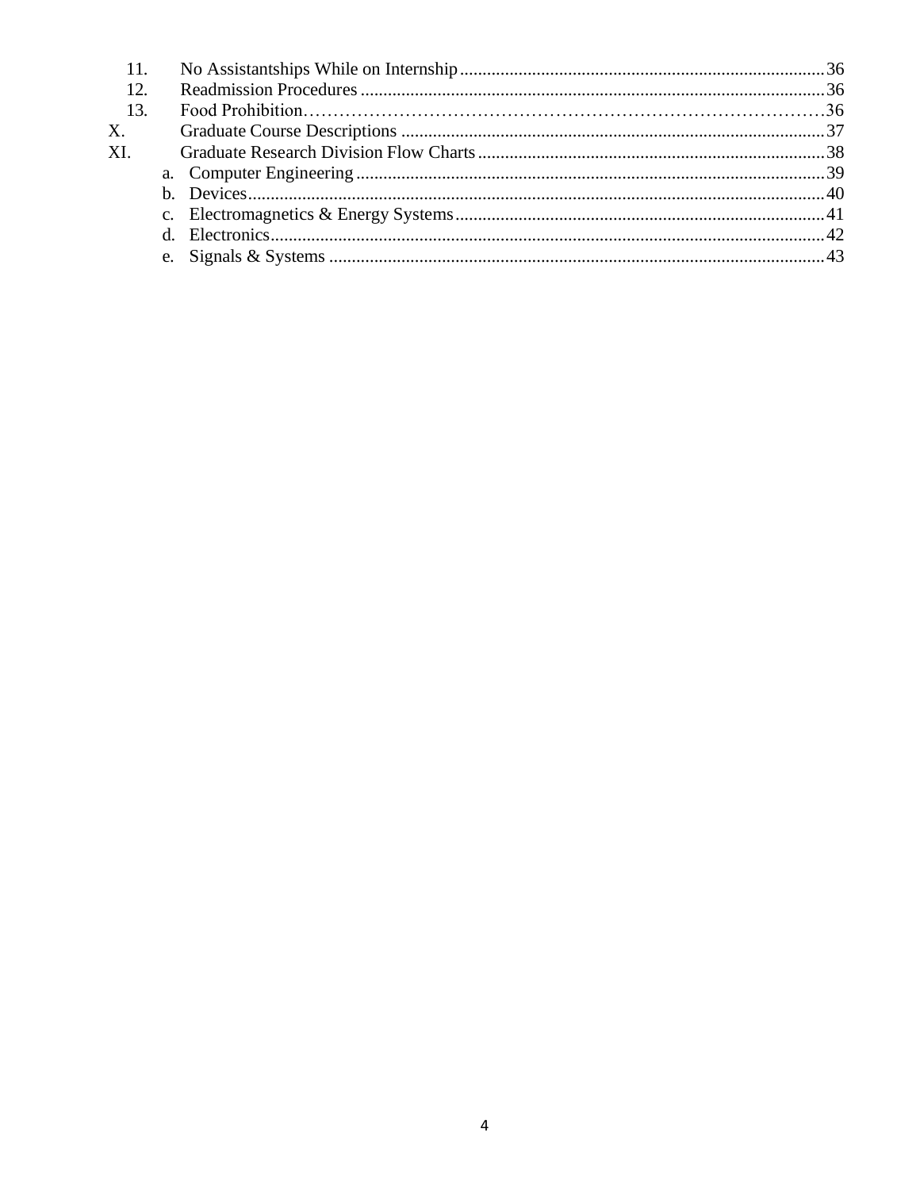11. No Assistantships While on Internship ........ 36
12. Readmission Procedures ........ 36
13. Food Prohibition ........ 36

X. Graduate Course Descriptions ........ 37

XI. Graduate Research Division Flow Charts ........ 38

   a. Computer Engineering ........ 39
   b. Devices ........ 40
   c. Electromagnetics & Energy Systems ........ 41
   d. Electronics ........ 42
   e. Signals & Systems ........ 43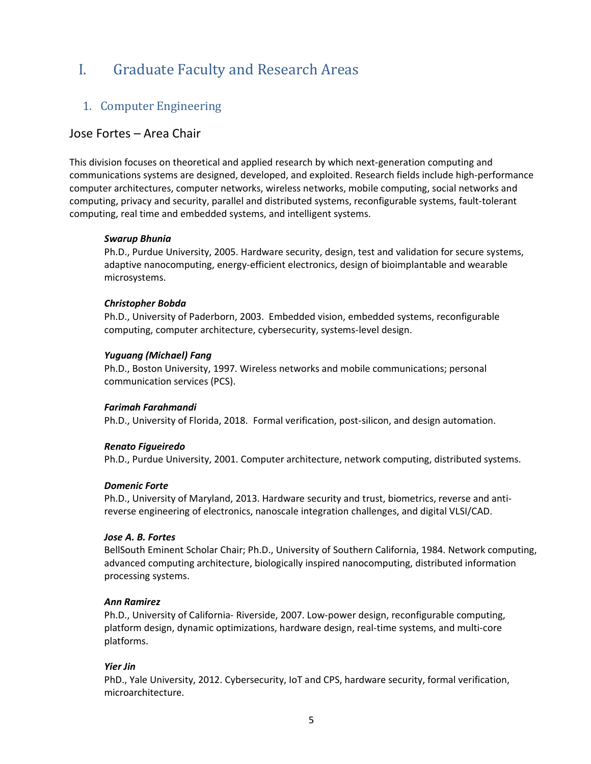# I. Graduate Faculty and Research Areas

## 1. Computer Engineering

### Jose Fortes – Area Chair

This division focuses on theoretical and applied research by which next-generation computing and communications systems are designed, developed, and exploited. Research fields include high-performance computer architectures, computer networks, wireless networks, mobile computing, social networks and computing, privacy and security, parallel and distributed systems, reconfigurable systems, fault-tolerant computing, real time and embedded systems, and intelligent systems.

***Swarup Bhunia***
Ph.D., Purdue University, 2005. Hardware security, design, test and validation for secure systems, adaptive nanocomputing, energy-efficient electronics, design of bioimplantable and wearable microsystems.

***Christopher Bobda***
Ph.D., University of Paderborn, 2003. Embedded vision, embedded systems, reconfigurable computing, computer architecture, cybersecurity, systems-level design.

***Yuguang (Michael) Fang***
Ph.D., Boston University, 1997. Wireless networks and mobile communications; personal communication services (PCS).

***Farimah Farahmandi***
Ph.D., University of Florida, 2018. Formal verification, post-silicon, and design automation.

***Renato Figueiredo***
Ph.D., Purdue University, 2001. Computer architecture, network computing, distributed systems.

***Domenic Forte***
Ph.D., University of Maryland, 2013. Hardware security and trust, biometrics, reverse and anti-reverse engineering of electronics, nanoscale integration challenges, and digital VLSI/CAD.

***Jose A. B. Fortes***
BellSouth Eminent Scholar Chair; Ph.D., University of Southern California, 1984. Network computing, advanced computing architecture, biologically inspired nanocomputing, distributed information processing systems.

***Ann Ramirez***
Ph.D., University of California- Riverside, 2007. Low-power design, reconfigurable computing, platform design, dynamic optimizations, hardware design, real-time systems, and multi-core platforms.

***Yier Jin***
PhD., Yale University, 2012. Cybersecurity, IoT and CPS, hardware security, formal verification, microarchitecture.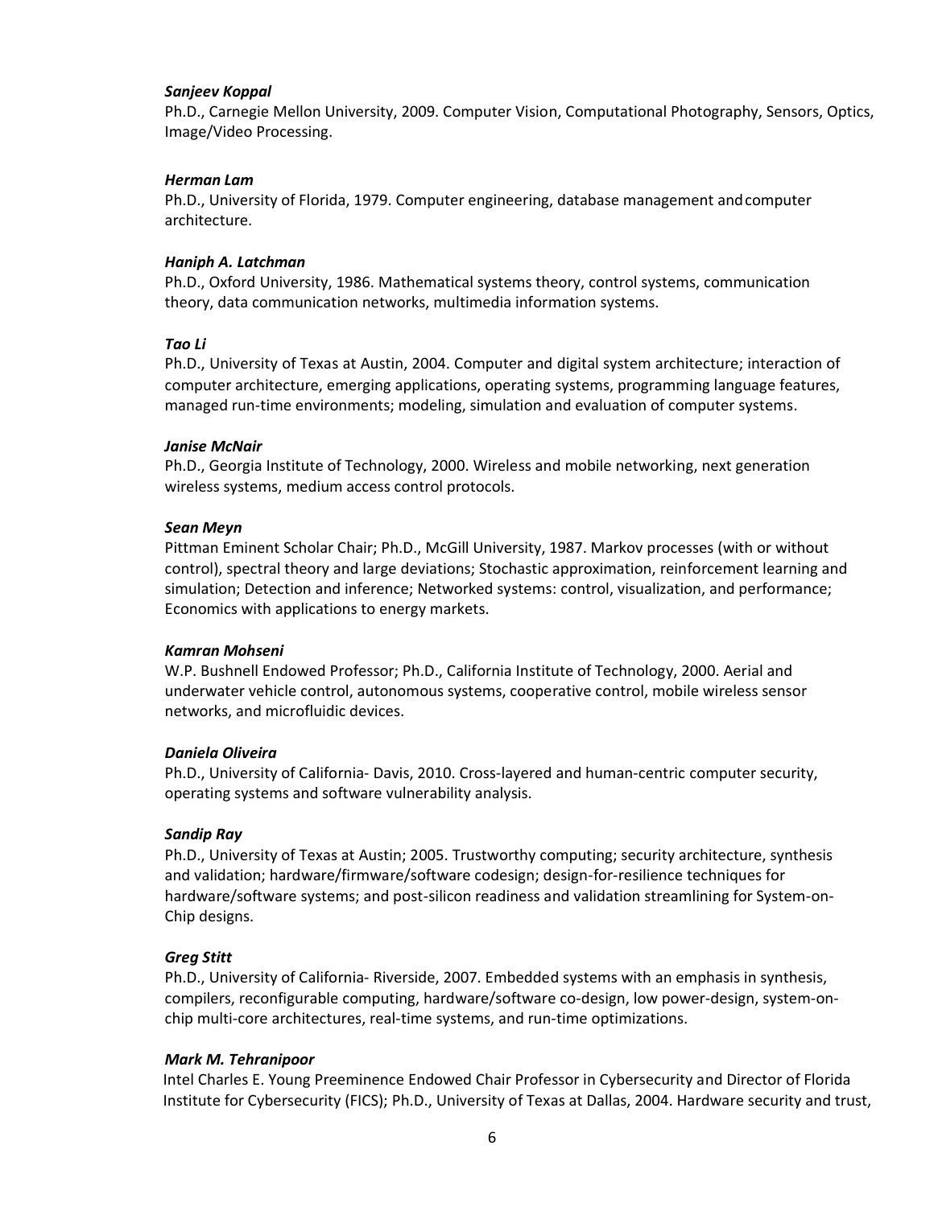***Sanjeev Koppal***
Ph.D., Carnegie Mellon University, 2009. Computer Vision, Computational Photography, Sensors, Optics, Image/Video Processing.

***Herman Lam***
Ph.D., University of Florida, 1979. Computer engineering, database management and computer architecture.

***Haniph A. Latchman***
Ph.D., Oxford University, 1986. Mathematical systems theory, control systems, communication theory, data communication networks, multimedia information systems.

***Tao Li***
Ph.D., University of Texas at Austin, 2004. Computer and digital system architecture; interaction of computer architecture, emerging applications, operating systems, programming language features, managed run-time environments; modeling, simulation and evaluation of computer systems.

***Janise McNair***
Ph.D., Georgia Institute of Technology, 2000. Wireless and mobile networking, next generation wireless systems, medium access control protocols.

***Sean Meyn***
Pittman Eminent Scholar Chair; Ph.D., McGill University, 1987. Markov processes (with or without control), spectral theory and large deviations; Stochastic approximation, reinforcement learning and simulation; Detection and inference; Networked systems: control, visualization, and performance; Economics with applications to energy markets.

***Kamran Mohseni***
W.P. Bushnell Endowed Professor; Ph.D., California Institute of Technology, 2000. Aerial and underwater vehicle control, autonomous systems, cooperative control, mobile wireless sensor networks, and microfluidic devices.

***Daniela Oliveira***
Ph.D., University of California- Davis, 2010. Cross-layered and human-centric computer security, operating systems and software vulnerability analysis.

***Sandip Ray***
Ph.D., University of Texas at Austin; 2005. Trustworthy computing; security architecture, synthesis and validation; hardware/firmware/software codesign; design-for-resilience techniques for hardware/software systems; and post-silicon readiness and validation streamlining for System-on-Chip designs.

***Greg Stitt***
Ph.D., University of California- Riverside, 2007. Embedded systems with an emphasis in synthesis, compilers, reconfigurable computing, hardware/software co-design, low power-design, system-on-chip multi-core architectures, real-time systems, and run-time optimizations.

***Mark M. Tehranipoor***
Intel Charles E. Young Preeminence Endowed Chair Professor in Cybersecurity and Director of Florida Institute for Cybersecurity (FICS); Ph.D., University of Texas at Dallas, 2004. Hardware security and trust,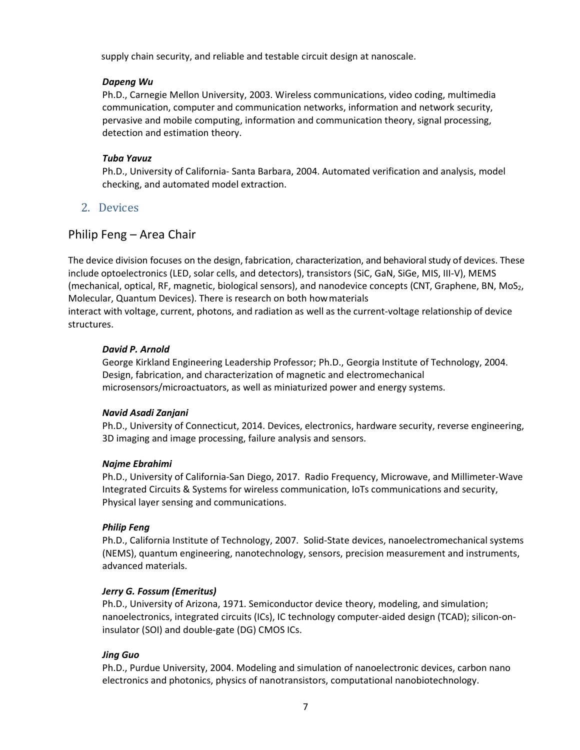supply chain security, and reliable and testable circuit design at nanoscale.

***Dapeng Wu***
Ph.D., Carnegie Mellon University, 2003. Wireless communications, video coding, multimedia communication, computer and communication networks, information and network security, pervasive and mobile computing, information and communication theory, signal processing, detection and estimation theory.

***Tuba Yavuz***
Ph.D., University of California- Santa Barbara, 2004. Automated verification and analysis, model checking, and automated model extraction.

## 2. Devices

### Philip Feng – Area Chair

The device division focuses on the design, fabrication, characterization, and behavioral study of devices. These include optoelectronics (LED, solar cells, and detectors), transistors (SiC, GaN, SiGe, MIS, III-V), MEMS (mechanical, optical, RF, magnetic, biological sensors), and nanodevice concepts (CNT, Graphene, BN, $MoS_2$, Molecular, Quantum Devices). There is research on both how materials interact with voltage, current, photons, and radiation as well as the current-voltage relationship of device structures.

***David P. Arnold***
George Kirkland Engineering Leadership Professor; Ph.D., Georgia Institute of Technology, 2004. Design, fabrication, and characterization of magnetic and electromechanical microsensors/microactuators, as well as miniaturized power and energy systems.

***Navid Asadi Zanjani***
Ph.D., University of Connecticut, 2014. Devices, electronics, hardware security, reverse engineering, 3D imaging and image processing, failure analysis and sensors.

***Najme Ebrahimi***
Ph.D., University of California-San Diego, 2017. Radio Frequency, Microwave, and Millimeter-Wave Integrated Circuits & Systems for wireless communication, IoTs communications and security, Physical layer sensing and communications.

***Philip Feng***
Ph.D., California Institute of Technology, 2007. Solid-State devices, nanoelectromechanical systems (NEMS), quantum engineering, nanotechnology, sensors, precision measurement and instruments, advanced materials.

***Jerry G. Fossum (Emeritus)***
Ph.D., University of Arizona, 1971. Semiconductor device theory, modeling, and simulation; nanoelectronics, integrated circuits (ICs), IC technology computer-aided design (TCAD); silicon-on-insulator (SOI) and double-gate (DG) CMOS ICs.

***Jing Guo***
Ph.D., Purdue University, 2004. Modeling and simulation of nanoelectronic devices, carbon nano electronics and photonics, physics of nanotransistors, computational nanobiotechnology.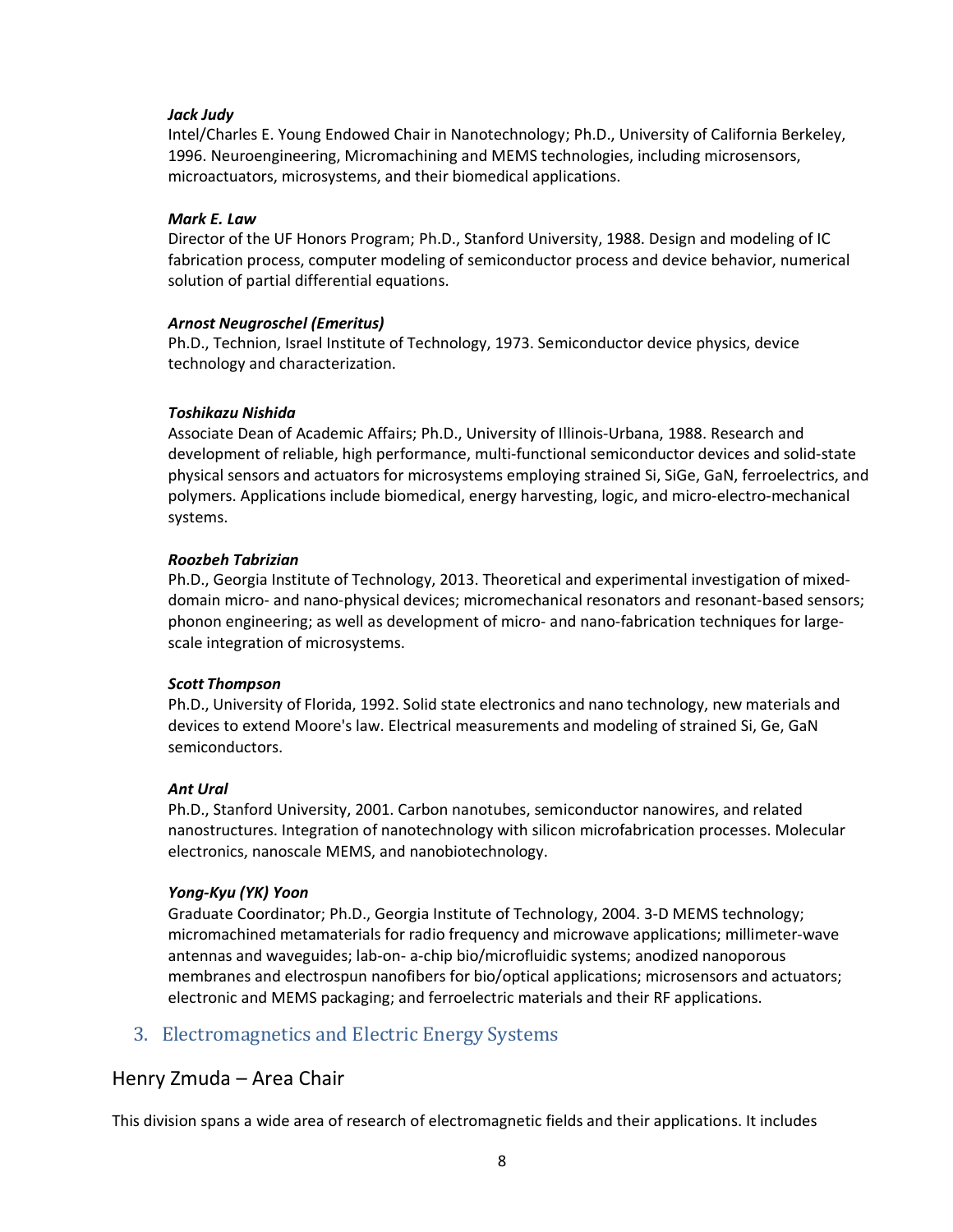***Jack Judy***

Intel/Charles E. Young Endowed Chair in Nanotechnology; Ph.D., University of California Berkeley, 1996. Neuroengineering, Micromachining and MEMS technologies, including microsensors, microactuators, microsystems, and their biomedical applications.

***Mark E. Law***

Director of the UF Honors Program; Ph.D., Stanford University, 1988. Design and modeling of IC fabrication process, computer modeling of semiconductor process and device behavior, numerical solution of partial differential equations.

***Arnost Neugroschel (Emeritus)***

Ph.D., Technion, Israel Institute of Technology, 1973. Semiconductor device physics, device technology and characterization.

***Toshikazu Nishida***

Associate Dean of Academic Affairs; Ph.D., University of Illinois-Urbana, 1988. Research and development of reliable, high performance, multi-functional semiconductor devices and solid-state physical sensors and actuators for microsystems employing strained Si, SiGe, GaN, ferroelectrics, and polymers. Applications include biomedical, energy harvesting, logic, and micro-electro-mechanical systems.

***Roozbeh Tabrizian***

Ph.D., Georgia Institute of Technology, 2013. Theoretical and experimental investigation of mixed-domain micro- and nano-physical devices; micromechanical resonators and resonant-based sensors; phonon engineering; as well as development of micro- and nano-fabrication techniques for large-scale integration of microsystems.

***Scott Thompson***

Ph.D., University of Florida, 1992. Solid state electronics and nano technology, new materials and devices to extend Moore's law. Electrical measurements and modeling of strained Si, Ge, GaN semiconductors.

***Ant Ural***

Ph.D., Stanford University, 2001. Carbon nanotubes, semiconductor nanowires, and related nanostructures. Integration of nanotechnology with silicon microfabrication processes. Molecular electronics, nanoscale MEMS, and nanobiotechnology.

***Yong-Kyu (YK) Yoon***

Graduate Coordinator; Ph.D., Georgia Institute of Technology, 2004. 3-D MEMS technology; micromachined metamaterials for radio frequency and microwave applications; millimeter-wave antennas and waveguides; lab-on- a-chip bio/microfluidic systems; anodized nanoporous membranes and electrospun nanofibers for bio/optical applications; microsensors and actuators; electronic and MEMS packaging; and ferroelectric materials and their RF applications.

## 3. Electromagnetics and Electric Energy Systems

### Henry Zmuda – Area Chair

This division spans a wide area of research of electromagnetic fields and their applications. It includes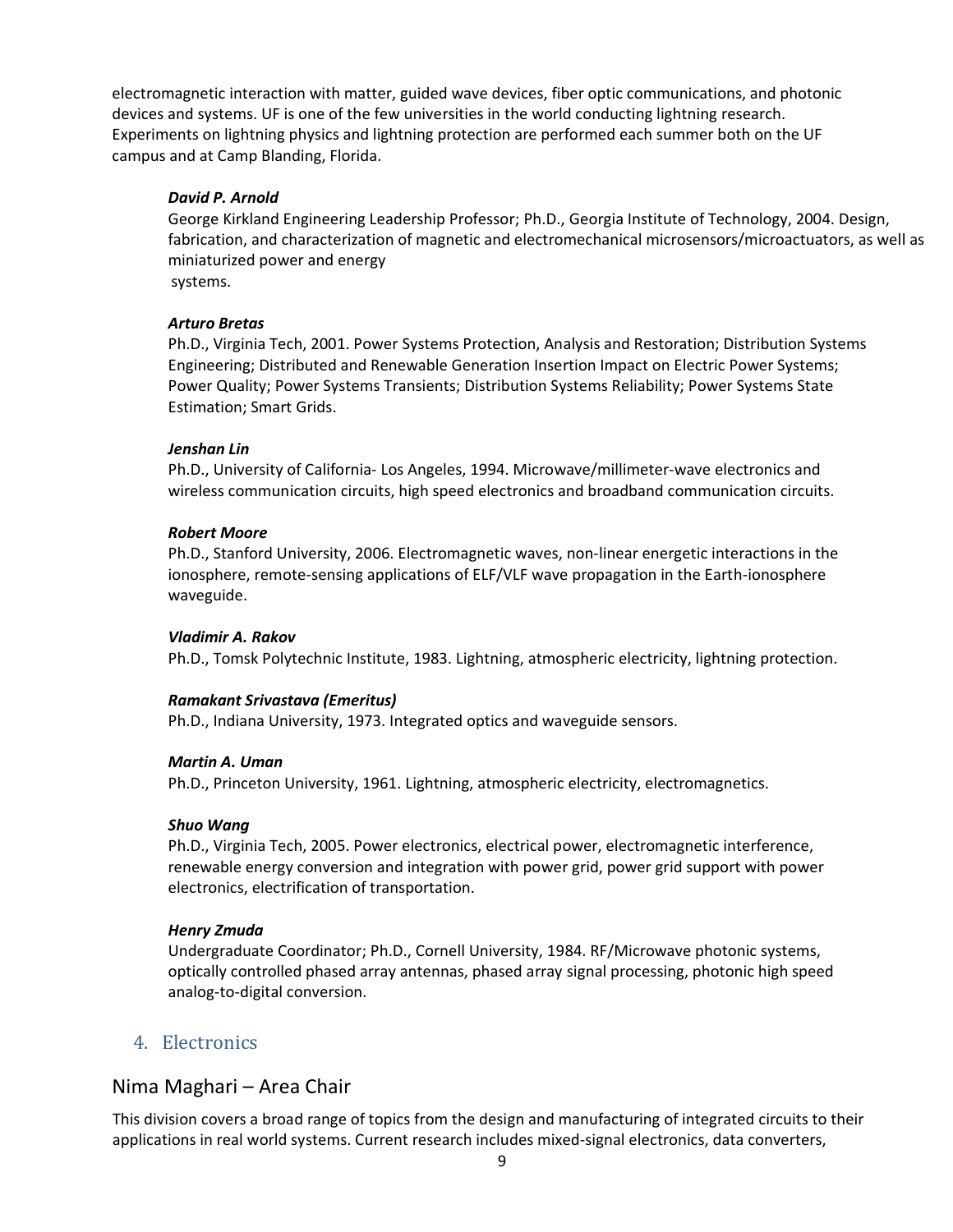electromagnetic interaction with matter, guided wave devices, fiber optic communications, and photonic devices and systems. UF is one of the few universities in the world conducting lightning research. Experiments on lightning physics and lightning protection are performed each summer both on the UF campus and at Camp Blanding, Florida.

***David P. Arnold***
George Kirkland Engineering Leadership Professor; Ph.D., Georgia Institute of Technology, 2004. Design, fabrication, and characterization of magnetic and electromechanical microsensors/microactuators, as well as miniaturized power and energy systems.

***Arturo Bretas***
Ph.D., Virginia Tech, 2001. Power Systems Protection, Analysis and Restoration; Distribution Systems Engineering; Distributed and Renewable Generation Insertion Impact on Electric Power Systems; Power Quality; Power Systems Transients; Distribution Systems Reliability; Power Systems State Estimation; Smart Grids.

***Jenshan Lin***
Ph.D., University of California- Los Angeles, 1994. Microwave/millimeter-wave electronics and wireless communication circuits, high speed electronics and broadband communication circuits.

***Robert Moore***
Ph.D., Stanford University, 2006. Electromagnetic waves, non-linear energetic interactions in the ionosphere, remote-sensing applications of ELF/VLF wave propagation in the Earth-ionosphere waveguide.

***Vladimir A. Rakov***
Ph.D., Tomsk Polytechnic Institute, 1983. Lightning, atmospheric electricity, lightning protection.

***Ramakant Srivastava (Emeritus)***
Ph.D., Indiana University, 1973. Integrated optics and waveguide sensors.

***Martin A. Uman***
Ph.D., Princeton University, 1961. Lightning, atmospheric electricity, electromagnetics.

***Shuo Wang***
Ph.D., Virginia Tech, 2005. Power electronics, electrical power, electromagnetic interference, renewable energy conversion and integration with power grid, power grid support with power electronics, electrification of transportation.

***Henry Zmuda***
Undergraduate Coordinator; Ph.D., Cornell University, 1984. RF/Microwave photonic systems, optically controlled phased array antennas, phased array signal processing, photonic high speed analog-to-digital conversion.

## 4. Electronics

## Nima Maghari – Area Chair

This division covers a broad range of topics from the design and manufacturing of integrated circuits to their applications in real world systems. Current research includes mixed-signal electronics, data converters,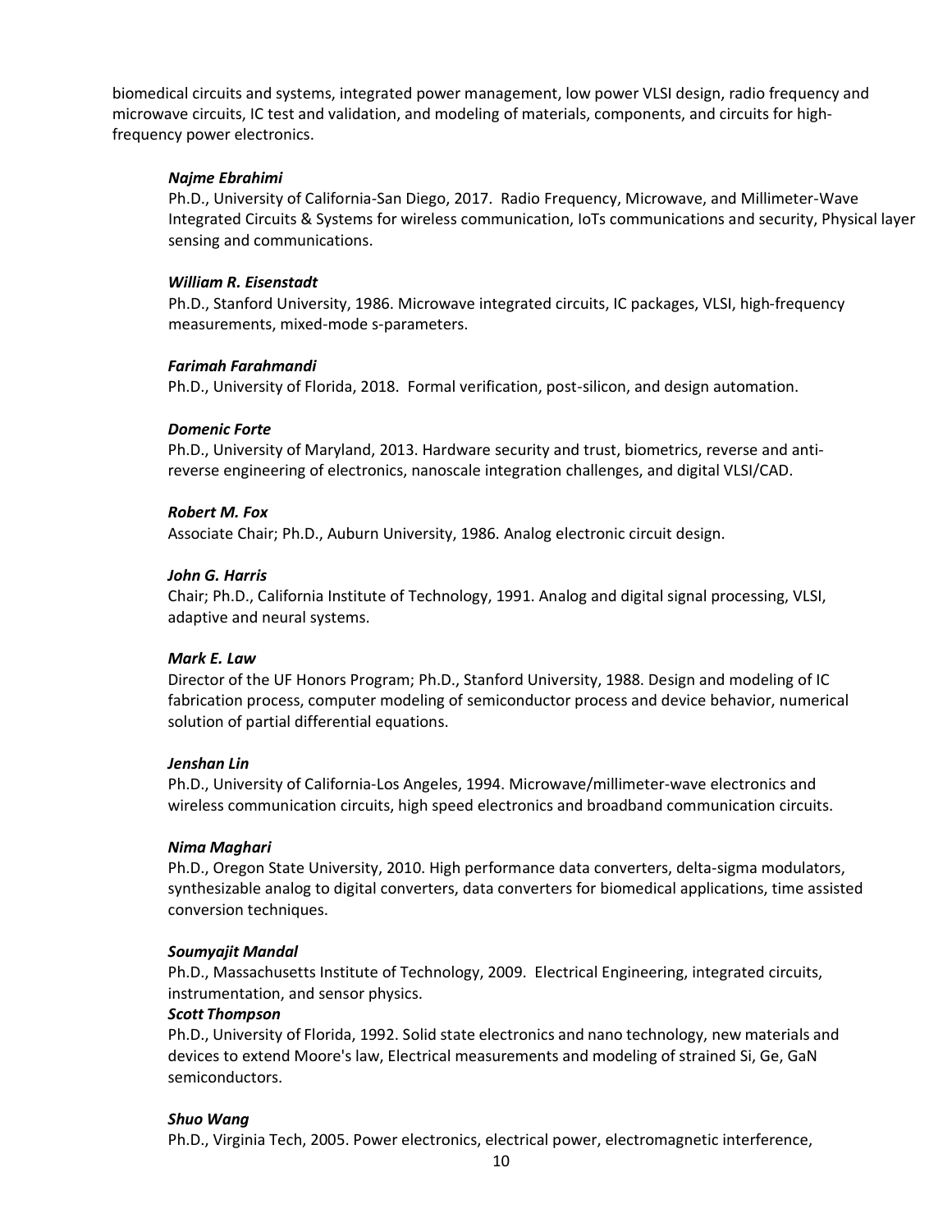biomedical circuits and systems, integrated power management, low power VLSI design, radio frequency and microwave circuits, IC test and validation, and modeling of materials, components, and circuits for high-frequency power electronics.

***Najme Ebrahimi***
Ph.D., University of California-San Diego, 2017. Radio Frequency, Microwave, and Millimeter-Wave Integrated Circuits & Systems for wireless communication, IoTs communications and security, Physical layer sensing and communications.

***William R. Eisenstadt***
Ph.D., Stanford University, 1986. Microwave integrated circuits, IC packages, VLSI, high-frequency measurements, mixed-mode s-parameters.

***Farimah Farahmandi***
Ph.D., University of Florida, 2018. Formal verification, post-silicon, and design automation.

***Domenic Forte***
Ph.D., University of Maryland, 2013. Hardware security and trust, biometrics, reverse and anti-reverse engineering of electronics, nanoscale integration challenges, and digital VLSI/CAD.

***Robert M. Fox***
Associate Chair; Ph.D., Auburn University, 1986. Analog electronic circuit design.

***John G. Harris***
Chair; Ph.D., California Institute of Technology, 1991. Analog and digital signal processing, VLSI, adaptive and neural systems.

***Mark E. Law***
Director of the UF Honors Program; Ph.D., Stanford University, 1988. Design and modeling of IC fabrication process, computer modeling of semiconductor process and device behavior, numerical solution of partial differential equations.

***Jenshan Lin***
Ph.D., University of California-Los Angeles, 1994. Microwave/millimeter-wave electronics and wireless communication circuits, high speed electronics and broadband communication circuits.

***Nima Maghari***
Ph.D., Oregon State University, 2010. High performance data converters, delta-sigma modulators, synthesizable analog to digital converters, data converters for biomedical applications, time assisted conversion techniques.

***Soumyajit Mandal***
Ph.D., Massachusetts Institute of Technology, 2009. Electrical Engineering, integrated circuits, instrumentation, and sensor physics.

***Scott Thompson***
Ph.D., University of Florida, 1992. Solid state electronics and nano technology, new materials and devices to extend Moore's law, Electrical measurements and modeling of strained Si, Ge, GaN semiconductors.

***Shuo Wang***
Ph.D., Virginia Tech, 2005. Power electronics, electrical power, electromagnetic interference,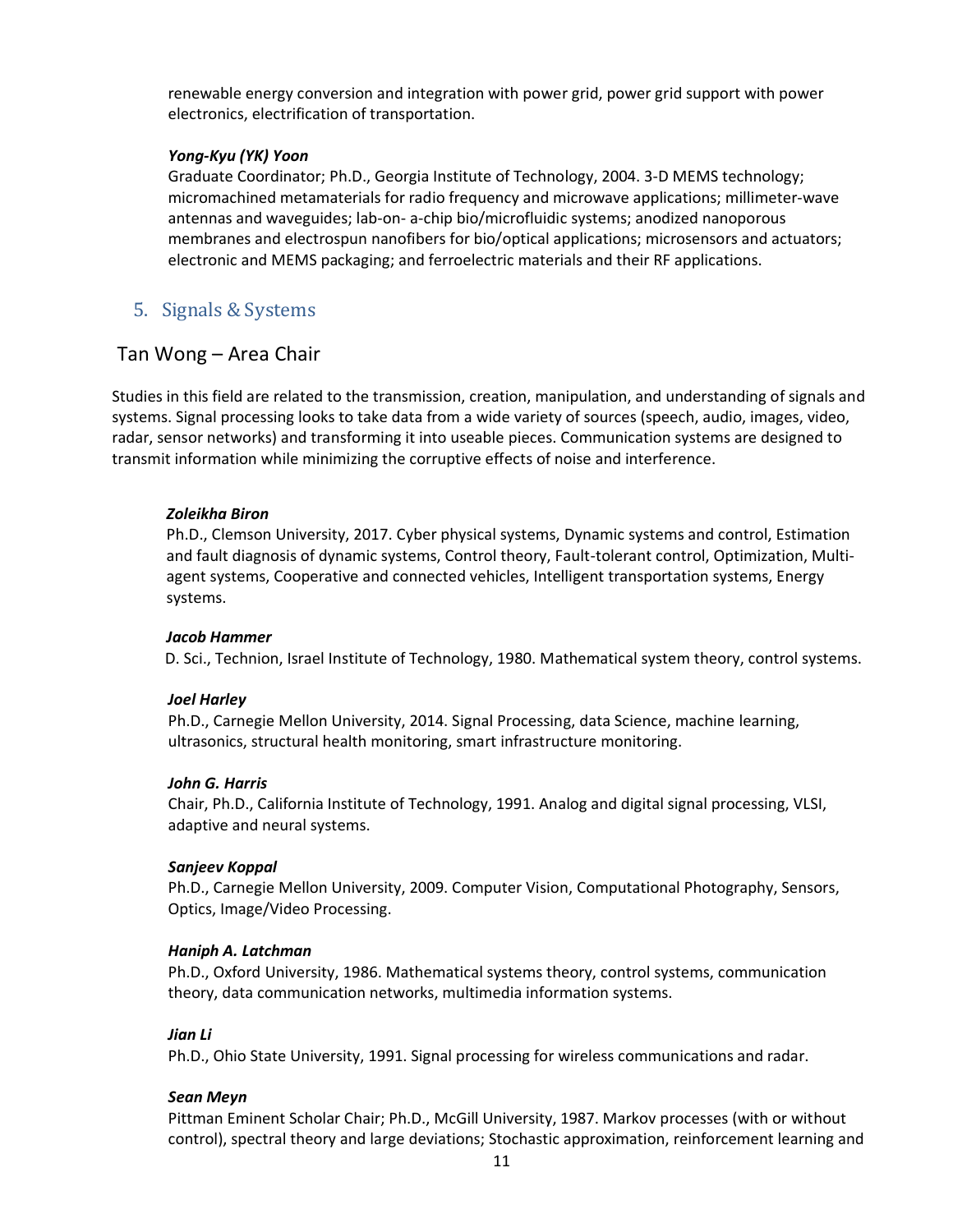renewable energy conversion and integration with power grid, power grid support with power electronics, electrification of transportation.

***Yong-Kyu (YK) Yoon***

Graduate Coordinator; Ph.D., Georgia Institute of Technology, 2004. 3-D MEMS technology; micromachined metamaterials for radio frequency and microwave applications; millimeter-wave antennas and waveguides; lab-on- a-chip bio/microfluidic systems; anodized nanoporous membranes and electrospun nanofibers for bio/optical applications; microsensors and actuators; electronic and MEMS packaging; and ferroelectric materials and their RF applications.

## 5. Signals & Systems

### Tan Wong – Area Chair

Studies in this field are related to the transmission, creation, manipulation, and understanding of signals and systems. Signal processing looks to take data from a wide variety of sources (speech, audio, images, video, radar, sensor networks) and transforming it into useable pieces. Communication systems are designed to transmit information while minimizing the corruptive effects of noise and interference.

***Zoleikha Biron***

Ph.D., Clemson University, 2017. Cyber physical systems, Dynamic systems and control, Estimation and fault diagnosis of dynamic systems, Control theory, Fault-tolerant control, Optimization, Multi-agent systems, Cooperative and connected vehicles, Intelligent transportation systems, Energy systems.

***Jacob Hammer***

D. Sci., Technion, Israel Institute of Technology, 1980. Mathematical system theory, control systems.

***Joel Harley***

Ph.D., Carnegie Mellon University, 2014. Signal Processing, data Science, machine learning, ultrasonics, structural health monitoring, smart infrastructure monitoring.

***John G. Harris***

Chair, Ph.D., California Institute of Technology, 1991. Analog and digital signal processing, VLSI, adaptive and neural systems.

***Sanjeev Koppal***

Ph.D., Carnegie Mellon University, 2009. Computer Vision, Computational Photography, Sensors, Optics, Image/Video Processing.

***Haniph A. Latchman***

Ph.D., Oxford University, 1986. Mathematical systems theory, control systems, communication theory, data communication networks, multimedia information systems.

***Jian Li***

Ph.D., Ohio State University, 1991. Signal processing for wireless communications and radar.

***Sean Meyn***

Pittman Eminent Scholar Chair; Ph.D., McGill University, 1987. Markov processes (with or without control), spectral theory and large deviations; Stochastic approximation, reinforcement learning and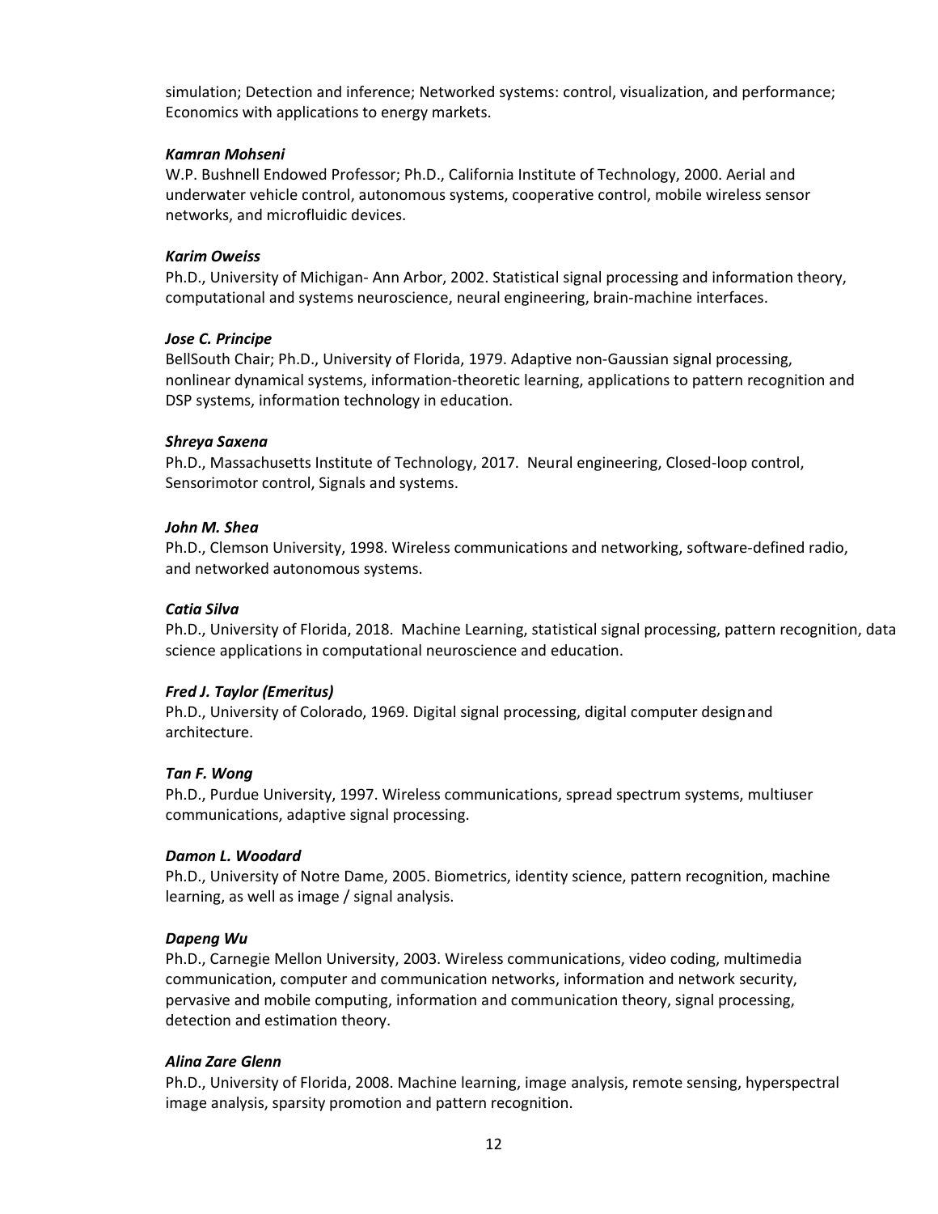simulation; Detection and inference; Networked systems: control, visualization, and performance; Economics with applications to energy markets.

***Kamran Mohseni***
W.P. Bushnell Endowed Professor; Ph.D., California Institute of Technology, 2000. Aerial and underwater vehicle control, autonomous systems, cooperative control, mobile wireless sensor networks, and microfluidic devices.

***Karim Oweiss***
Ph.D., University of Michigan- Ann Arbor, 2002. Statistical signal processing and information theory, computational and systems neuroscience, neural engineering, brain-machine interfaces.

***Jose C. Principe***
BellSouth Chair; Ph.D., University of Florida, 1979. Adaptive non-Gaussian signal processing, nonlinear dynamical systems, information-theoretic learning, applications to pattern recognition and DSP systems, information technology in education.

***Shreya Saxena***
Ph.D., Massachusetts Institute of Technology, 2017. Neural engineering, Closed-loop control, Sensorimotor control, Signals and systems.

***John M. Shea***
Ph.D., Clemson University, 1998. Wireless communications and networking, software-defined radio, and networked autonomous systems.

***Catia Silva***
Ph.D., University of Florida, 2018. Machine Learning, statistical signal processing, pattern recognition, data science applications in computational neuroscience and education.

***Fred J. Taylor (Emeritus)***
Ph.D., University of Colorado, 1969. Digital signal processing, digital computer design and architecture.

***Tan F. Wong***
Ph.D., Purdue University, 1997. Wireless communications, spread spectrum systems, multiuser communications, adaptive signal processing.

***Damon L. Woodard***
Ph.D., University of Notre Dame, 2005. Biometrics, identity science, pattern recognition, machine learning, as well as image / signal analysis.

***Dapeng Wu***
Ph.D., Carnegie Mellon University, 2003. Wireless communications, video coding, multimedia communication, computer and communication networks, information and network security, pervasive and mobile computing, information and communication theory, signal processing, detection and estimation theory.

***Alina Zare Glenn***
Ph.D., University of Florida, 2008. Machine learning, image analysis, remote sensing, hyperspectral image analysis, sparsity promotion and pattern recognition.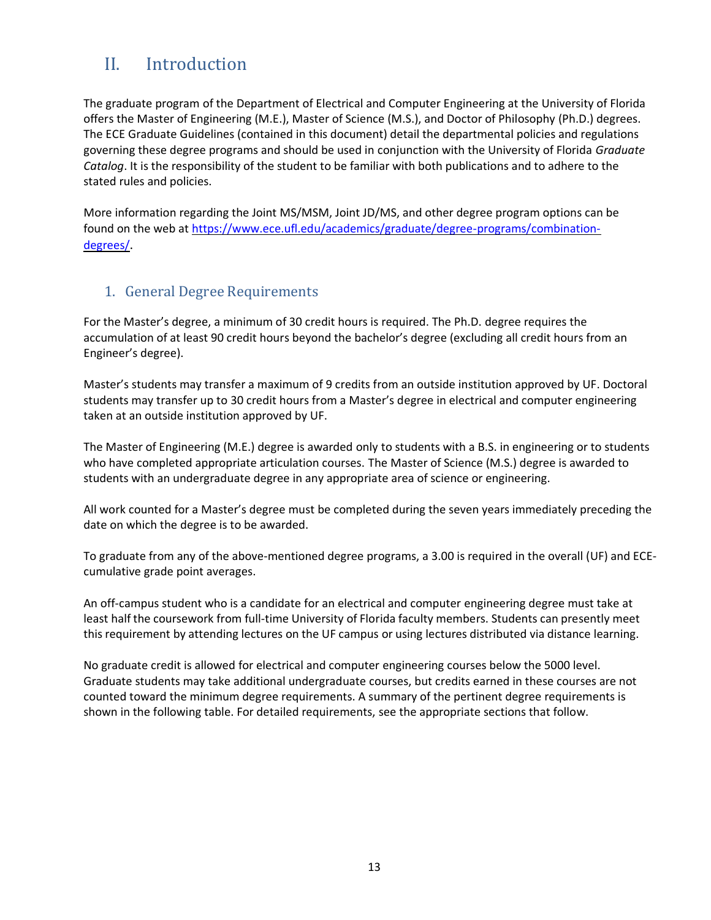# II. Introduction

The graduate program of the Department of Electrical and Computer Engineering at the University of Florida offers the Master of Engineering (M.E.), Master of Science (M.S.), and Doctor of Philosophy (Ph.D.) degrees. The ECE Graduate Guidelines (contained in this document) detail the departmental policies and regulations governing these degree programs and should be used in conjunction with the University of Florida *Graduate Catalog*. It is the responsibility of the student to be familiar with both publications and to adhere to the stated rules and policies.

More information regarding the Joint MS/MSM, Joint JD/MS, and other degree program options can be found on the web at [https://www.ece.ufl.edu/academics/graduate/degree-programs/combination-degrees/](https://www.ece.ufl.edu/academics/graduate/degree-programs/combination-degrees/).

## 1. General Degree Requirements

For the Master's degree, a minimum of 30 credit hours is required. The Ph.D. degree requires the accumulation of at least 90 credit hours beyond the bachelor's degree (excluding all credit hours from an Engineer's degree).

Master's students may transfer a maximum of 9 credits from an outside institution approved by UF. Doctoral students may transfer up to 30 credit hours from a Master's degree in electrical and computer engineering taken at an outside institution approved by UF.

The Master of Engineering (M.E.) degree is awarded only to students with a B.S. in engineering or to students who have completed appropriate articulation courses. The Master of Science (M.S.) degree is awarded to students with an undergraduate degree in any appropriate area of science or engineering.

All work counted for a Master's degree must be completed during the seven years immediately preceding the date on which the degree is to be awarded.

To graduate from any of the above-mentioned degree programs, a 3.00 is required in the overall (UF) and ECE-cumulative grade point averages.

An off-campus student who is a candidate for an electrical and computer engineering degree must take at least half the coursework from full-time University of Florida faculty members. Students can presently meet this requirement by attending lectures on the UF campus or using lectures distributed via distance learning.

No graduate credit is allowed for electrical and computer engineering courses below the 5000 level. Graduate students may take additional undergraduate courses, but credits earned in these courses are not counted toward the minimum degree requirements. A summary of the pertinent degree requirements is shown in the following table. For detailed requirements, see the appropriate sections that follow.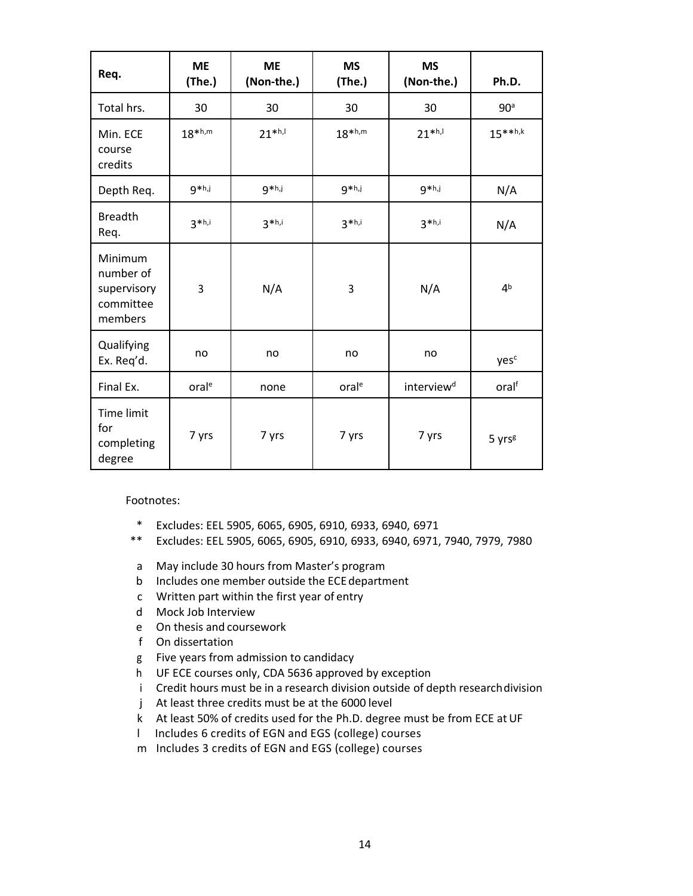| Req. | ME (The.) | ME (Non-the.) | MS (The.) | MS (Non-the.) | Ph.D. |
|---|---|---|---|---|---|
| Total hrs. | 30 | 30 | 30 | 30 | 90[a] |
| Min. ECE course credits | 18*[h,m] | 21*[h,l] | 18*[h,m] | 21*[h,l] | 15**[h,k] |
| Depth Req. | 9*[h,j] | 9*[h,j] | 9*[h,j] | 9*[h,j] | N/A |
| Breadth Req. | 3*[h,i] | 3*[h,i] | 3*[h,i] | 3*[h,i] | N/A |
| Minimum number of supervisory committee members | 3 | N/A | 3 | N/A | 4[b] |
| Qualifying Ex. Req'd. | no | no | no | no | yes[c] |
| Final Ex. | oral[e] | none | oral[e] | interview[d] | oral[f] |
| Time limit for completing degree | 7 yrs | 7 yrs | 7 yrs | 7 yrs | 5 yrs[g] |

Footnotes:

- \* Excludes: EEL 5905, 6065, 6905, 6910, 6933, 6940, 6971
- \*\* Excludes: EEL 5905, 6065, 6905, 6910, 6933, 6940, 6971, 7940, 7979, 7980

- a May include 30 hours from Master's program
- b Includes one member outside the ECE department
- c Written part within the first year of entry
- d Mock Job Interview
- e On thesis and coursework
- f On dissertation
- g Five years from admission to candidacy
- h UF ECE courses only, CDA 5636 approved by exception
- i Credit hours must be in a research division outside of depth research division
- j At least three credits must be at the 6000 level
- k At least 50% of credits used for the Ph.D. degree must be from ECE at UF
- l Includes 6 credits of EGN and EGS (college) courses
- m Includes 3 credits of EGN and EGS (college) courses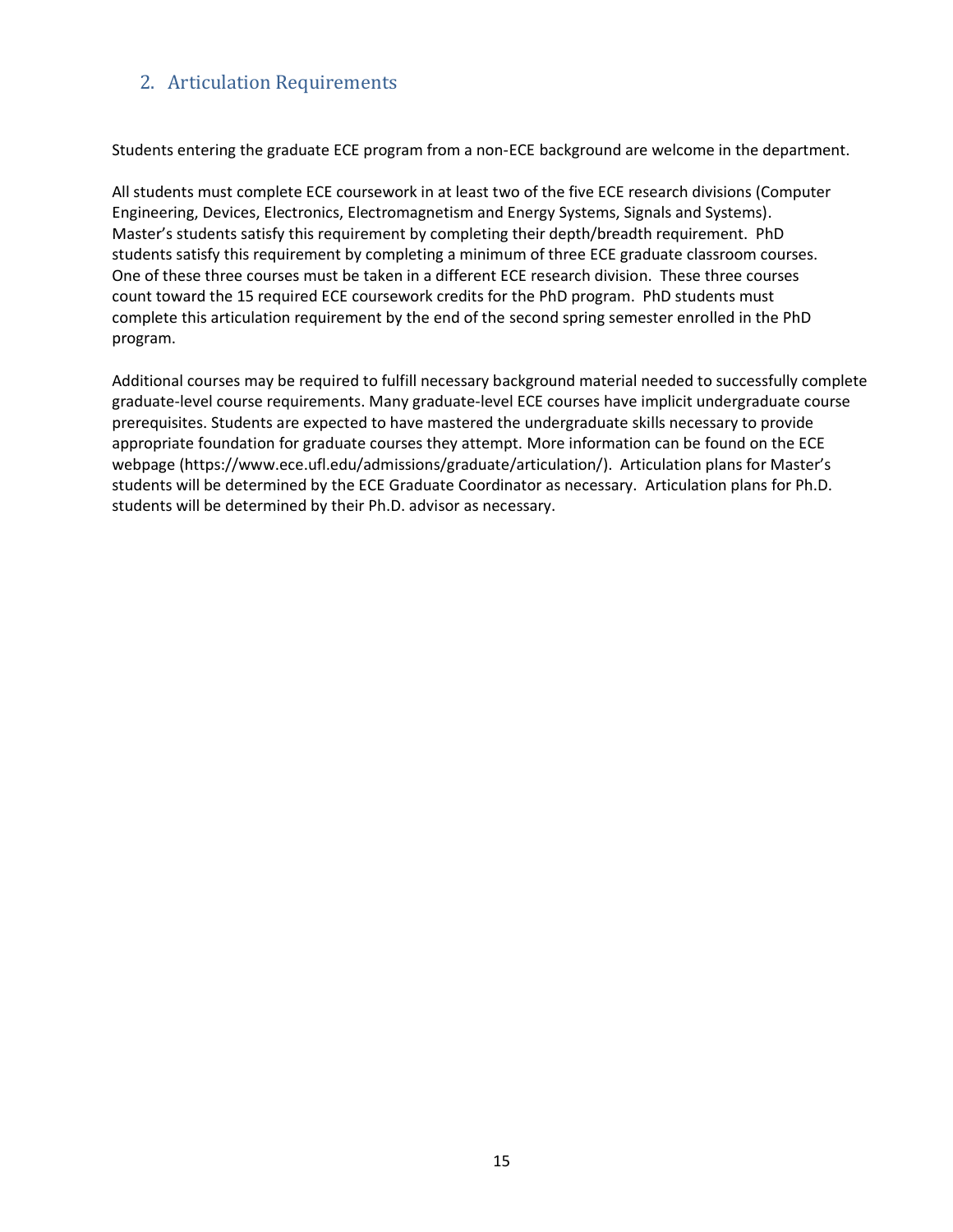## 2. Articulation Requirements

Students entering the graduate ECE program from a non-ECE background are welcome in the department.

All students must complete ECE coursework in at least two of the five ECE research divisions (Computer Engineering, Devices, Electronics, Electromagnetism and Energy Systems, Signals and Systems). Master's students satisfy this requirement by completing their depth/breadth requirement. PhD students satisfy this requirement by completing a minimum of three ECE graduate classroom courses. One of these three courses must be taken in a different ECE research division. These three courses count toward the 15 required ECE coursework credits for the PhD program. PhD students must complete this articulation requirement by the end of the second spring semester enrolled in the PhD program.

Additional courses may be required to fulfill necessary background material needed to successfully complete graduate-level course requirements. Many graduate-level ECE courses have implicit undergraduate course prerequisites. Students are expected to have mastered the undergraduate skills necessary to provide appropriate foundation for graduate courses they attempt. More information can be found on the ECE webpage (https://www.ece.ufl.edu/admissions/graduate/articulation/). Articulation plans for Master's students will be determined by the ECE Graduate Coordinator as necessary. Articulation plans for Ph.D. students will be determined by their Ph.D. advisor as necessary.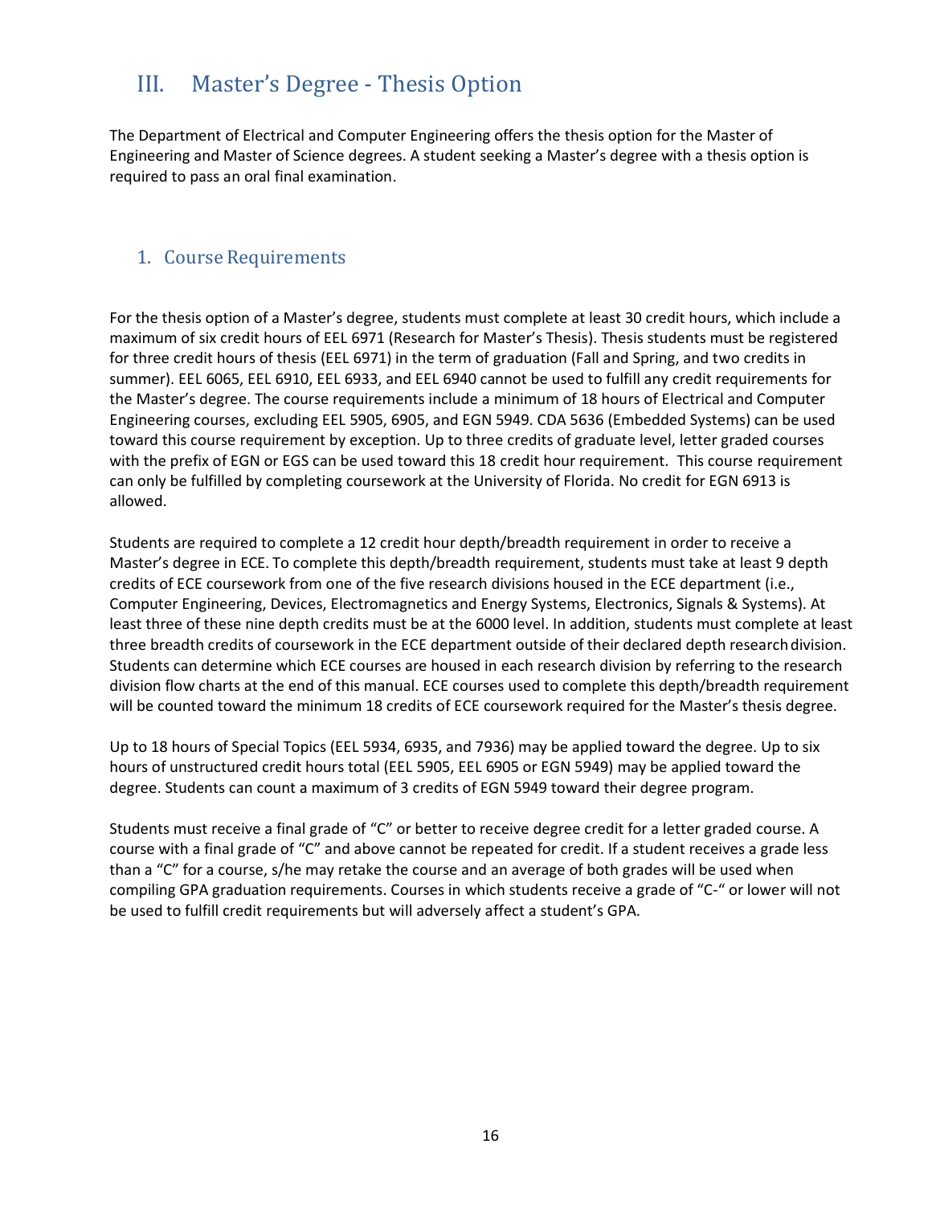# III. Master's Degree - Thesis Option

The Department of Electrical and Computer Engineering offers the thesis option for the Master of Engineering and Master of Science degrees. A student seeking a Master's degree with a thesis option is required to pass an oral final examination.

## 1. Course Requirements

For the thesis option of a Master's degree, students must complete at least 30 credit hours, which include a maximum of six credit hours of EEL 6971 (Research for Master's Thesis). Thesis students must be registered for three credit hours of thesis (EEL 6971) in the term of graduation (Fall and Spring, and two credits in summer). EEL 6065, EEL 6910, EEL 6933, and EEL 6940 cannot be used to fulfill any credit requirements for the Master's degree. The course requirements include a minimum of 18 hours of Electrical and Computer Engineering courses, excluding EEL 5905, 6905, and EGN 5949. CDA 5636 (Embedded Systems) can be used toward this course requirement by exception. Up to three credits of graduate level, letter graded courses with the prefix of EGN or EGS can be used toward this 18 credit hour requirement. This course requirement can only be fulfilled by completing coursework at the University of Florida. No credit for EGN 6913 is allowed.

Students are required to complete a 12 credit hour depth/breadth requirement in order to receive a Master's degree in ECE. To complete this depth/breadth requirement, students must take at least 9 depth credits of ECE coursework from one of the five research divisions housed in the ECE department (i.e., Computer Engineering, Devices, Electromagnetics and Energy Systems, Electronics, Signals & Systems). At least three of these nine depth credits must be at the 6000 level. In addition, students must complete at least three breadth credits of coursework in the ECE department outside of their declared depth research division. Students can determine which ECE courses are housed in each research division by referring to the research division flow charts at the end of this manual. ECE courses used to complete this depth/breadth requirement will be counted toward the minimum 18 credits of ECE coursework required for the Master's thesis degree.

Up to 18 hours of Special Topics (EEL 5934, 6935, and 7936) may be applied toward the degree. Up to six hours of unstructured credit hours total (EEL 5905, EEL 6905 or EGN 5949) may be applied toward the degree. Students can count a maximum of 3 credits of EGN 5949 toward their degree program.

Students must receive a final grade of "C" or better to receive degree credit for a letter graded course. A course with a final grade of "C" and above cannot be repeated for credit. If a student receives a grade less than a "C" for a course, s/he may retake the course and an average of both grades will be used when compiling GPA graduation requirements. Courses in which students receive a grade of "C-" or lower will not be used to fulfill credit requirements but will adversely affect a student's GPA.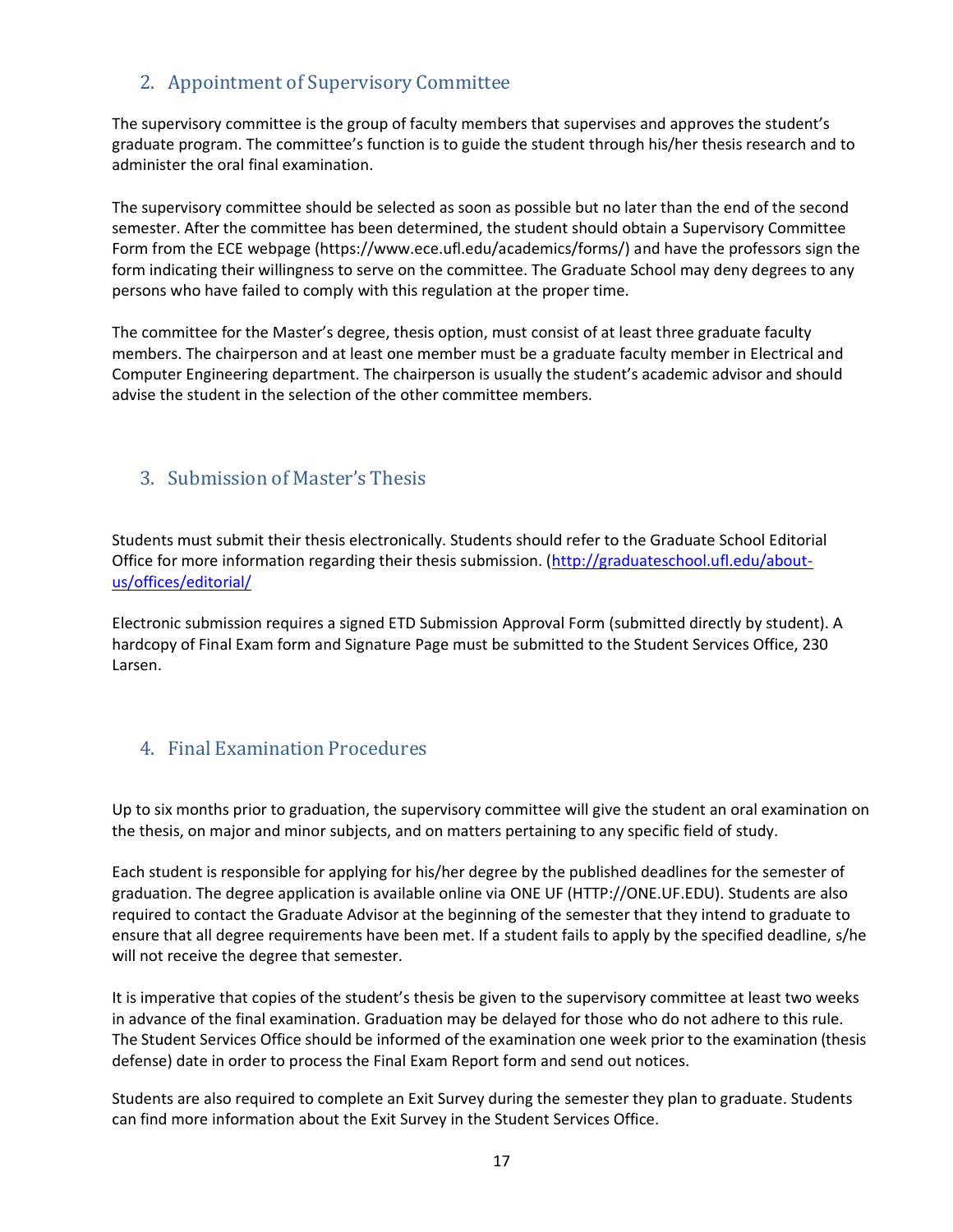## 2. Appointment of Supervisory Committee

The supervisory committee is the group of faculty members that supervises and approves the student's graduate program. The committee's function is to guide the student through his/her thesis research and to administer the oral final examination.

The supervisory committee should be selected as soon as possible but no later than the end of the second semester. After the committee has been determined, the student should obtain a Supervisory Committee Form from the ECE webpage (https://www.ece.ufl.edu/academics/forms/) and have the professors sign the form indicating their willingness to serve on the committee. The Graduate School may deny degrees to any persons who have failed to comply with this regulation at the proper time.

The committee for the Master's degree, thesis option, must consist of at least three graduate faculty members. The chairperson and at least one member must be a graduate faculty member in Electrical and Computer Engineering department. The chairperson is usually the student's academic advisor and should advise the student in the selection of the other committee members.

## 3. Submission of Master's Thesis

Students must submit their thesis electronically. Students should refer to the Graduate School Editorial Office for more information regarding their thesis submission. (http://graduateschool.ufl.edu/about-us/offices/editorial/

Electronic submission requires a signed ETD Submission Approval Form (submitted directly by student). A hardcopy of Final Exam form and Signature Page must be submitted to the Student Services Office, 230 Larsen.

## 4. Final Examination Procedures

Up to six months prior to graduation, the supervisory committee will give the student an oral examination on the thesis, on major and minor subjects, and on matters pertaining to any specific field of study.

Each student is responsible for applying for his/her degree by the published deadlines for the semester of graduation. The degree application is available online via ONE UF (HTTP://ONE.UF.EDU). Students are also required to contact the Graduate Advisor at the beginning of the semester that they intend to graduate to ensure that all degree requirements have been met. If a student fails to apply by the specified deadline, s/he will not receive the degree that semester.

It is imperative that copies of the student's thesis be given to the supervisory committee at least two weeks in advance of the final examination. Graduation may be delayed for those who do not adhere to this rule. The Student Services Office should be informed of the examination one week prior to the examination (thesis defense) date in order to process the Final Exam Report form and send out notices.

Students are also required to complete an Exit Survey during the semester they plan to graduate. Students can find more information about the Exit Survey in the Student Services Office.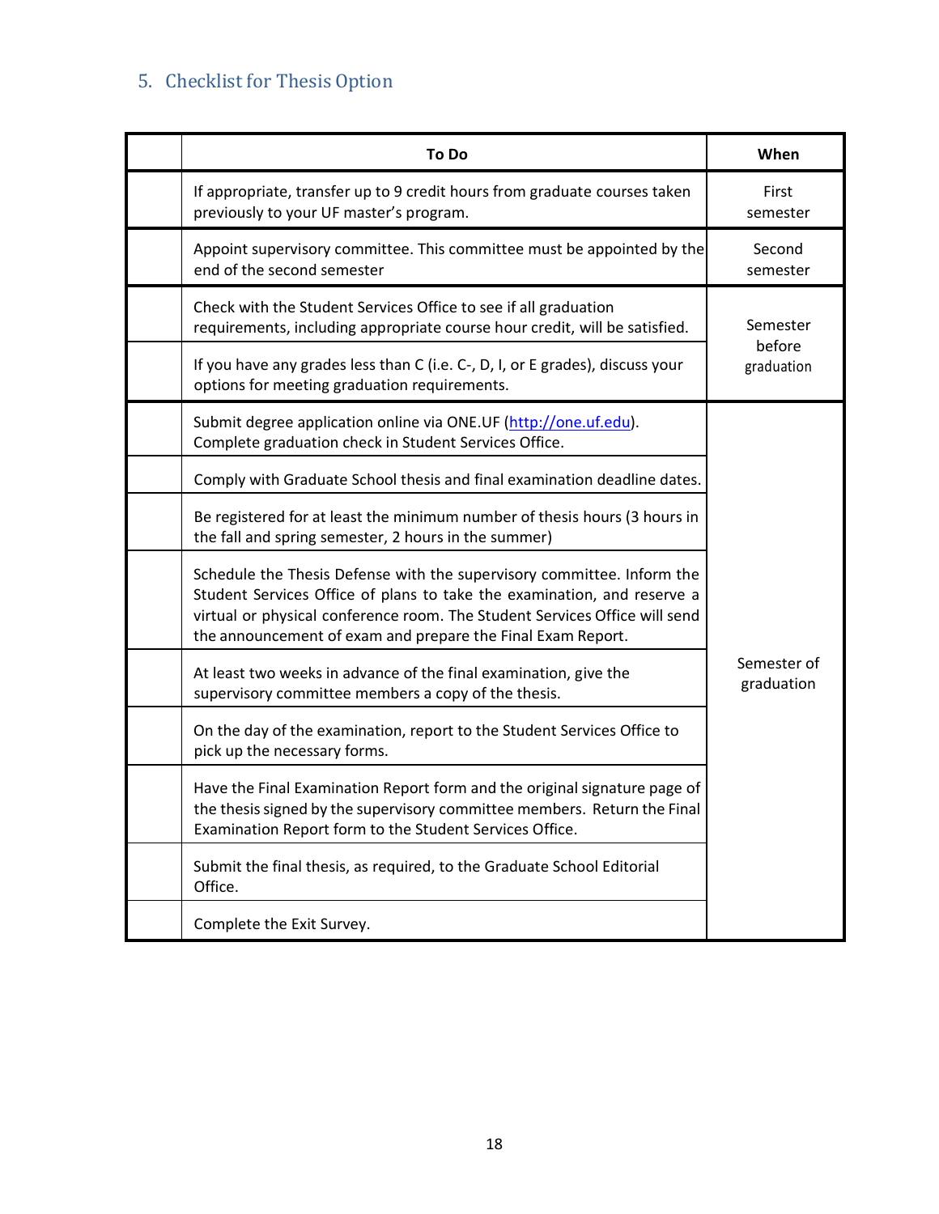## 5. Checklist for Thesis Option

| | To Do | When |
|---|---|---|
| | If appropriate, transfer up to 9 credit hours from graduate courses taken previously to your UF master's program. | First semester |
| | Appoint supervisory committee. This committee must be appointed by the end of the second semester | Second semester |
| | Check with the Student Services Office to see if all graduation requirements, including appropriate course hour credit, will be satisfied. | Semester before graduation |
| | If you have any grades less than C (i.e. C-, D, I, or E grades), discuss your options for meeting graduation requirements. | |
| | Submit degree application online via ONE.UF (http://one.uf.edu). Complete graduation check in Student Services Office. | Semester of graduation |
| | Comply with Graduate School thesis and final examination deadline dates. | |
| | Be registered for at least the minimum number of thesis hours (3 hours in the fall and spring semester, 2 hours in the summer) | |
| | Schedule the Thesis Defense with the supervisory committee. Inform the Student Services Office of plans to take the examination, and reserve a virtual or physical conference room. The Student Services Office will send the announcement of exam and prepare the Final Exam Report. | |
| | At least two weeks in advance of the final examination, give the supervisory committee members a copy of the thesis. | |
| | On the day of the examination, report to the Student Services Office to pick up the necessary forms. | |
| | Have the Final Examination Report form and the original signature page of the thesis signed by the supervisory committee members. Return the Final Examination Report form to the Student Services Office. | |
| | Submit the final thesis, as required, to the Graduate School Editorial Office. | |
| | Complete the Exit Survey. | |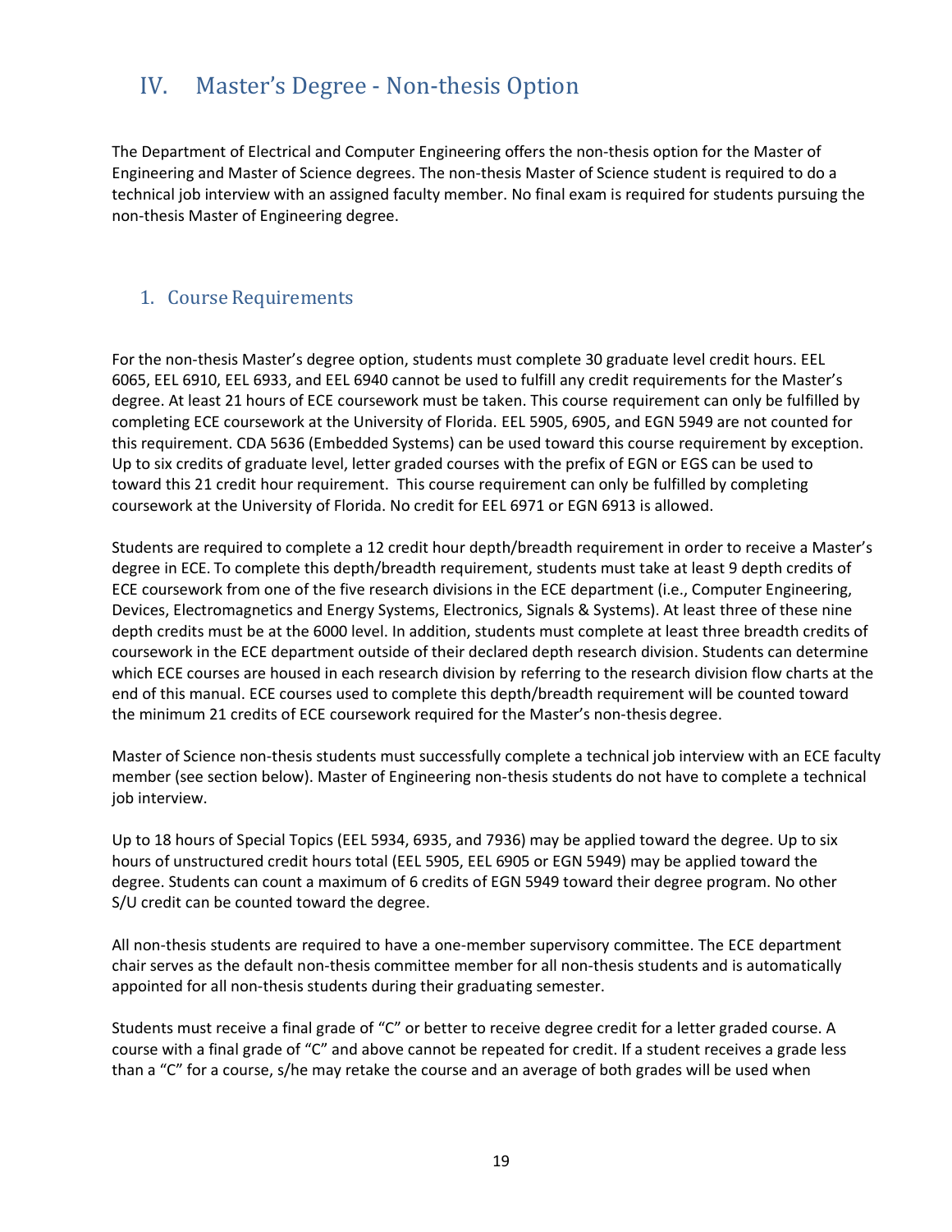# IV. Master's Degree - Non-thesis Option

The Department of Electrical and Computer Engineering offers the non-thesis option for the Master of Engineering and Master of Science degrees. The non-thesis Master of Science student is required to do a technical job interview with an assigned faculty member. No final exam is required for students pursuing the non-thesis Master of Engineering degree.

## 1. Course Requirements

For the non-thesis Master's degree option, students must complete 30 graduate level credit hours. EEL 6065, EEL 6910, EEL 6933, and EEL 6940 cannot be used to fulfill any credit requirements for the Master's degree. At least 21 hours of ECE coursework must be taken. This course requirement can only be fulfilled by completing ECE coursework at the University of Florida. EEL 5905, 6905, and EGN 5949 are not counted for this requirement. CDA 5636 (Embedded Systems) can be used toward this course requirement by exception. Up to six credits of graduate level, letter graded courses with the prefix of EGN or EGS can be used to toward this 21 credit hour requirement. This course requirement can only be fulfilled by completing coursework at the University of Florida. No credit for EEL 6971 or EGN 6913 is allowed.

Students are required to complete a 12 credit hour depth/breadth requirement in order to receive a Master's degree in ECE. To complete this depth/breadth requirement, students must take at least 9 depth credits of ECE coursework from one of the five research divisions in the ECE department (i.e., Computer Engineering, Devices, Electromagnetics and Energy Systems, Electronics, Signals & Systems). At least three of these nine depth credits must be at the 6000 level. In addition, students must complete at least three breadth credits of coursework in the ECE department outside of their declared depth research division. Students can determine which ECE courses are housed in each research division by referring to the research division flow charts at the end of this manual. ECE courses used to complete this depth/breadth requirement will be counted toward the minimum 21 credits of ECE coursework required for the Master's non-thesis degree.

Master of Science non-thesis students must successfully complete a technical job interview with an ECE faculty member (see section below). Master of Engineering non-thesis students do not have to complete a technical job interview.

Up to 18 hours of Special Topics (EEL 5934, 6935, and 7936) may be applied toward the degree. Up to six hours of unstructured credit hours total (EEL 5905, EEL 6905 or EGN 5949) may be applied toward the degree. Students can count a maximum of 6 credits of EGN 5949 toward their degree program. No other S/U credit can be counted toward the degree.

All non-thesis students are required to have a one-member supervisory committee. The ECE department chair serves as the default non-thesis committee member for all non-thesis students and is automatically appointed for all non-thesis students during their graduating semester.

Students must receive a final grade of "C" or better to receive degree credit for a letter graded course. A course with a final grade of "C" and above cannot be repeated for credit. If a student receives a grade less than a "C" for a course, s/he may retake the course and an average of both grades will be used when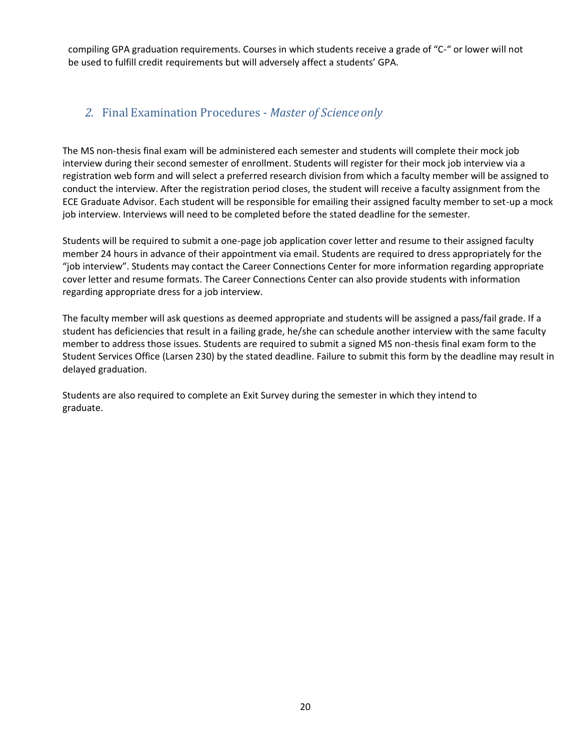compiling GPA graduation requirements. Courses in which students receive a grade of "C-" or lower will not be used to fulfill credit requirements but will adversely affect a students' GPA.

## 2. Final Examination Procedures - *Master of Science only*

The MS non-thesis final exam will be administered each semester and students will complete their mock job interview during their second semester of enrollment. Students will register for their mock job interview via a registration web form and will select a preferred research division from which a faculty member will be assigned to conduct the interview. After the registration period closes, the student will receive a faculty assignment from the ECE Graduate Advisor. Each student will be responsible for emailing their assigned faculty member to set-up a mock job interview. Interviews will need to be completed before the stated deadline for the semester.

Students will be required to submit a one-page job application cover letter and resume to their assigned faculty member 24 hours in advance of their appointment via email. Students are required to dress appropriately for the "job interview". Students may contact the Career Connections Center for more information regarding appropriate cover letter and resume formats. The Career Connections Center can also provide students with information regarding appropriate dress for a job interview.

The faculty member will ask questions as deemed appropriate and students will be assigned a pass/fail grade. If a student has deficiencies that result in a failing grade, he/she can schedule another interview with the same faculty member to address those issues. Students are required to submit a signed MS non-thesis final exam form to the Student Services Office (Larsen 230) by the stated deadline. Failure to submit this form by the deadline may result in delayed graduation.

Students are also required to complete an Exit Survey during the semester in which they intend to graduate.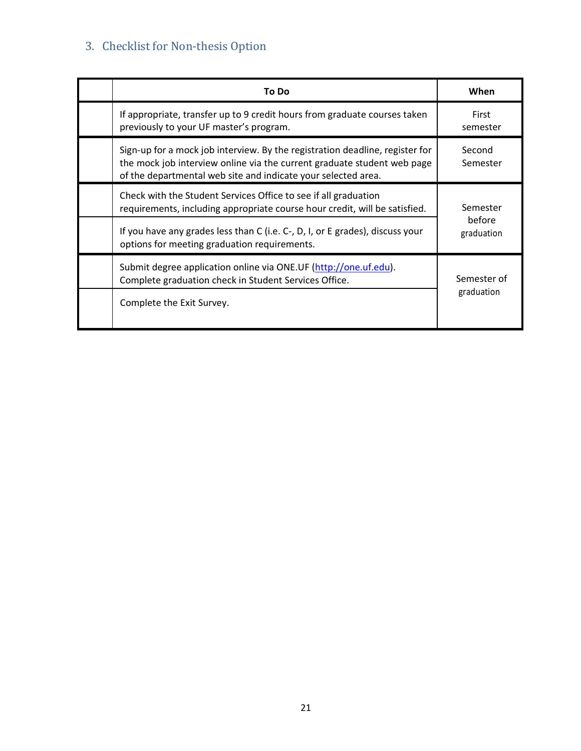### 3. Checklist for Non-thesis Option

| | To Do | When |
|---|---|---|
| | If appropriate, transfer up to 9 credit hours from graduate courses taken previously to your UF master's program. | First semester |
| | Sign-up for a mock job interview. By the registration deadline, register for the mock job interview online via the current graduate student web page of the departmental web site and indicate your selected area. | Second Semester |
| | Check with the Student Services Office to see if all graduation requirements, including appropriate course hour credit, will be satisfied. | Semester before graduation |
| | If you have any grades less than C (i.e. C-, D, I, or E grades), discuss your options for meeting graduation requirements. | |
| | Submit degree application online via ONE.UF (http://one.uf.edu). Complete graduation check in Student Services Office. | Semester of graduation |
| | Complete the Exit Survey. | |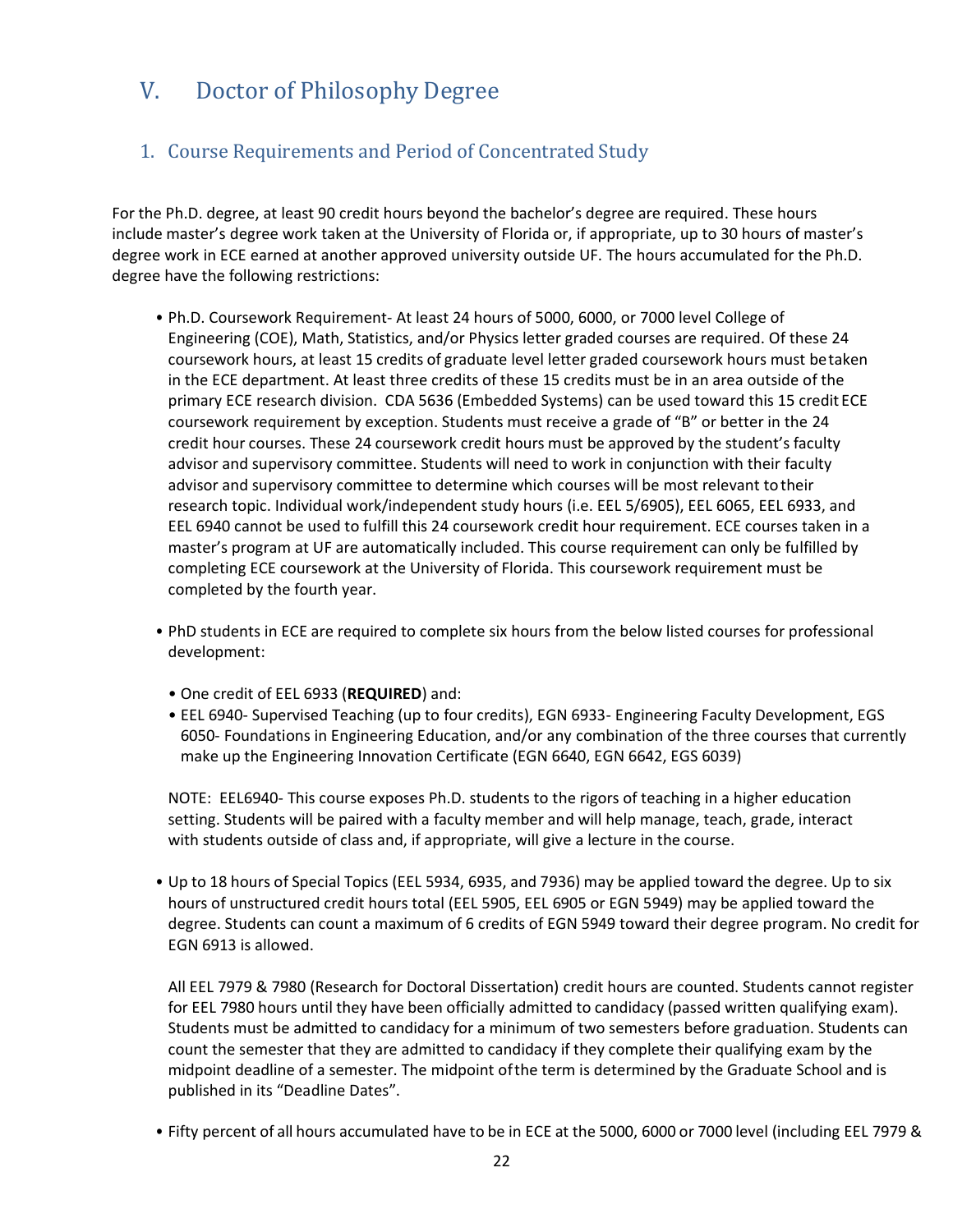# V. Doctor of Philosophy Degree

## 1. Course Requirements and Period of Concentrated Study

For the Ph.D. degree, at least 90 credit hours beyond the bachelor's degree are required. These hours include master's degree work taken at the University of Florida or, if appropriate, up to 30 hours of master's degree work in ECE earned at another approved university outside UF. The hours accumulated for the Ph.D. degree have the following restrictions:

- Ph.D. Coursework Requirement- At least 24 hours of 5000, 6000, or 7000 level College of Engineering (COE), Math, Statistics, and/or Physics letter graded courses are required. Of these 24 coursework hours, at least 15 credits of graduate level letter graded coursework hours must be taken in the ECE department. At least three credits of these 15 credits must be in an area outside of the primary ECE research division. CDA 5636 (Embedded Systems) can be used toward this 15 credit ECE coursework requirement by exception. Students must receive a grade of "B" or better in the 24 credit hour courses. These 24 coursework credit hours must be approved by the student's faculty advisor and supervisory committee. Students will need to work in conjunction with their faculty advisor and supervisory committee to determine which courses will be most relevant to their research topic. Individual work/independent study hours (i.e. EEL 5/6905), EEL 6065, EEL 6933, and EEL 6940 cannot be used to fulfill this 24 coursework credit hour requirement. ECE courses taken in a master's program at UF are automatically included. This course requirement can only be fulfilled by completing ECE coursework at the University of Florida. This coursework requirement must be completed by the fourth year.

- PhD students in ECE are required to complete six hours from the below listed courses for professional development:

  - One credit of EEL 6933 (**REQUIRED**) and:
  - EEL 6940- Supervised Teaching (up to four credits), EGN 6933- Engineering Faculty Development, EGS 6050- Foundations in Engineering Education, and/or any combination of the three courses that currently make up the Engineering Innovation Certificate (EGN 6640, EGN 6642, EGS 6039)

  NOTE: EEL6940- This course exposes Ph.D. students to the rigors of teaching in a higher education setting. Students will be paired with a faculty member and will help manage, teach, grade, interact with students outside of class and, if appropriate, will give a lecture in the course.

- Up to 18 hours of Special Topics (EEL 5934, 6935, and 7936) may be applied toward the degree. Up to six hours of unstructured credit hours total (EEL 5905, EEL 6905 or EGN 5949) may be applied toward the degree. Students can count a maximum of 6 credits of EGN 5949 toward their degree program. No credit for EGN 6913 is allowed.

  All EEL 7979 & 7980 (Research for Doctoral Dissertation) credit hours are counted. Students cannot register for EEL 7980 hours until they have been officially admitted to candidacy (passed written qualifying exam). Students must be admitted to candidacy for a minimum of two semesters before graduation. Students can count the semester that they are admitted to candidacy if they complete their qualifying exam by the midpoint deadline of a semester. The midpoint of the term is determined by the Graduate School and is published in its "Deadline Dates".

- Fifty percent of all hours accumulated have to be in ECE at the 5000, 6000 or 7000 level (including EEL 7979 &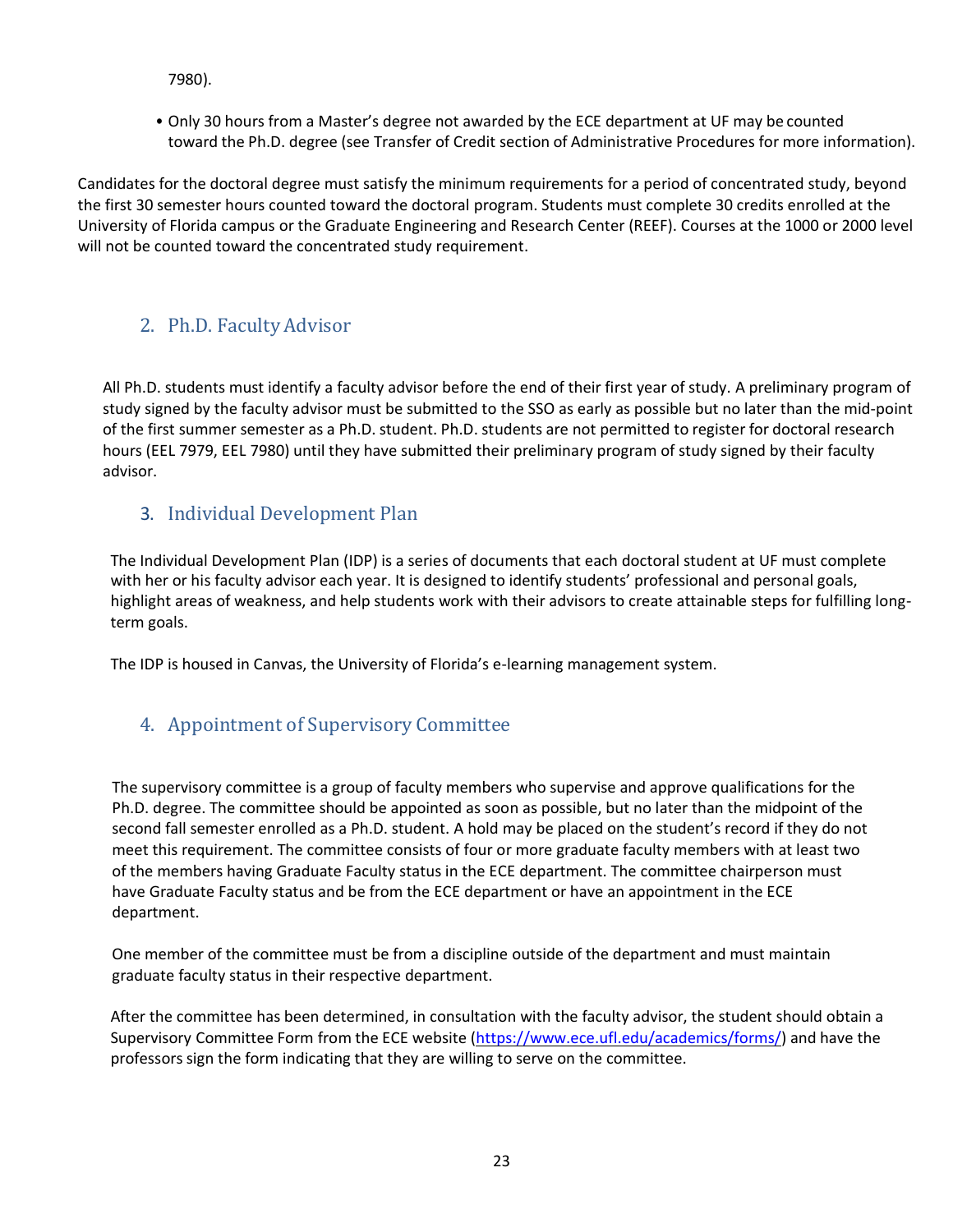7980).

- Only 30 hours from a Master's degree not awarded by the ECE department at UF may be counted toward the Ph.D. degree (see Transfer of Credit section of Administrative Procedures for more information).

Candidates for the doctoral degree must satisfy the minimum requirements for a period of concentrated study, beyond the first 30 semester hours counted toward the doctoral program. Students must complete 30 credits enrolled at the University of Florida campus or the Graduate Engineering and Research Center (REEF). Courses at the 1000 or 2000 level will not be counted toward the concentrated study requirement.

## 2. Ph.D. Faculty Advisor

All Ph.D. students must identify a faculty advisor before the end of their first year of study. A preliminary program of study signed by the faculty advisor must be submitted to the SSO as early as possible but no later than the mid-point of the first summer semester as a Ph.D. student. Ph.D. students are not permitted to register for doctoral research hours (EEL 7979, EEL 7980) until they have submitted their preliminary program of study signed by their faculty advisor.

## 3. Individual Development Plan

The Individual Development Plan (IDP) is a series of documents that each doctoral student at UF must complete with her or his faculty advisor each year. It is designed to identify students' professional and personal goals, highlight areas of weakness, and help students work with their advisors to create attainable steps for fulfilling long-term goals.

The IDP is housed in Canvas, the University of Florida's e-learning management system.

## 4. Appointment of Supervisory Committee

The supervisory committee is a group of faculty members who supervise and approve qualifications for the Ph.D. degree. The committee should be appointed as soon as possible, but no later than the midpoint of the second fall semester enrolled as a Ph.D. student. A hold may be placed on the student's record if they do not meet this requirement. The committee consists of four or more graduate faculty members with at least two of the members having Graduate Faculty status in the ECE department. The committee chairperson must have Graduate Faculty status and be from the ECE department or have an appointment in the ECE department.

One member of the committee must be from a discipline outside of the department and must maintain graduate faculty status in their respective department.

After the committee has been determined, in consultation with the faculty advisor, the student should obtain a Supervisory Committee Form from the ECE website (https://www.ece.ufl.edu/academics/forms/) and have the professors sign the form indicating that they are willing to serve on the committee.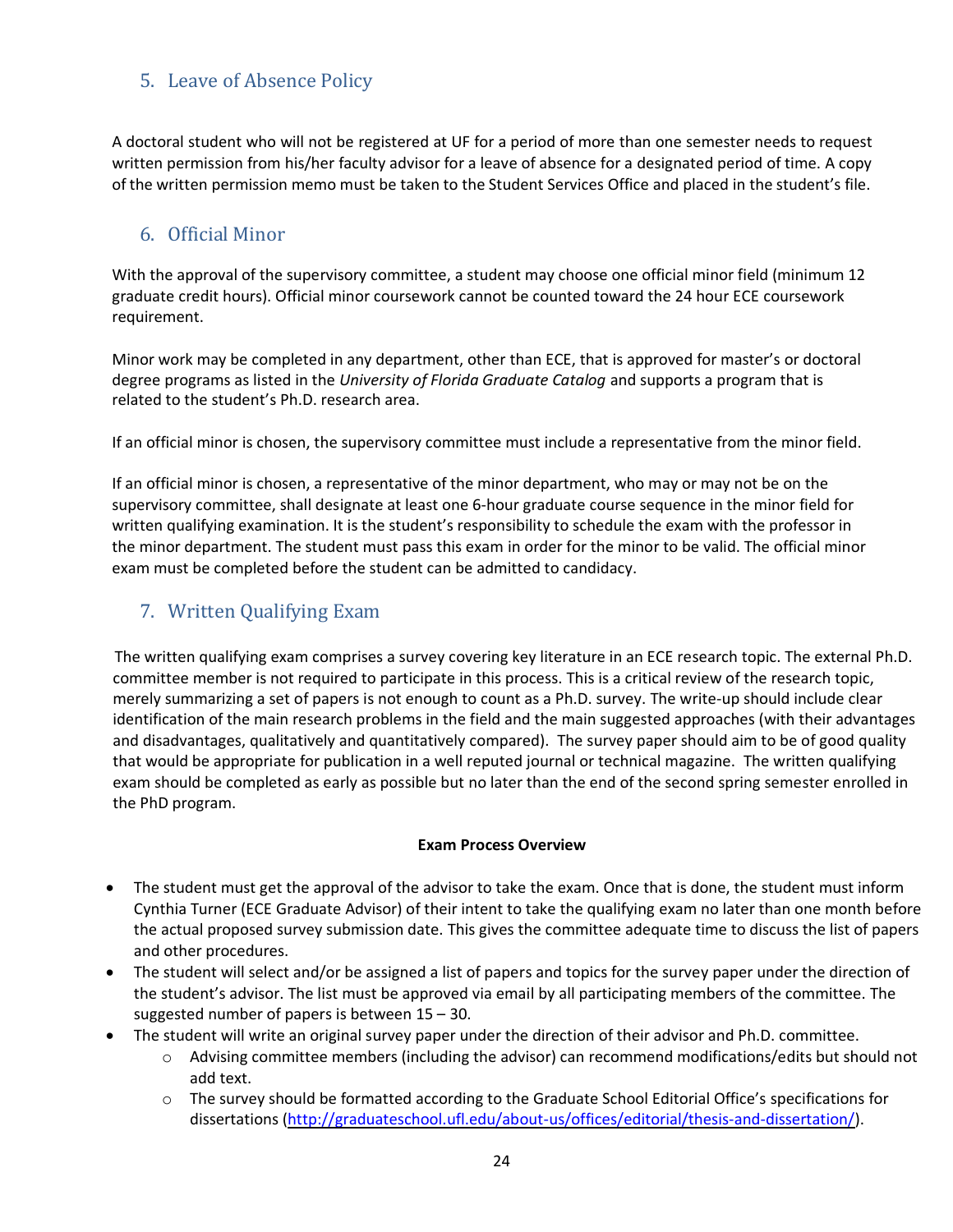## 5. Leave of Absence Policy

A doctoral student who will not be registered at UF for a period of more than one semester needs to request written permission from his/her faculty advisor for a leave of absence for a designated period of time. A copy of the written permission memo must be taken to the Student Services Office and placed in the student's file.

## 6. Official Minor

With the approval of the supervisory committee, a student may choose one official minor field (minimum 12 graduate credit hours). Official minor coursework cannot be counted toward the 24 hour ECE coursework requirement.

Minor work may be completed in any department, other than ECE, that is approved for master's or doctoral degree programs as listed in the *University of Florida Graduate Catalog* and supports a program that is related to the student's Ph.D. research area.

If an official minor is chosen, the supervisory committee must include a representative from the minor field.

If an official minor is chosen, a representative of the minor department, who may or may not be on the supervisory committee, shall designate at least one 6-hour graduate course sequence in the minor field for written qualifying examination. It is the student's responsibility to schedule the exam with the professor in the minor department. The student must pass this exam in order for the minor to be valid. The official minor exam must be completed before the student can be admitted to candidacy.

## 7. Written Qualifying Exam

The written qualifying exam comprises a survey covering key literature in an ECE research topic. The external Ph.D. committee member is not required to participate in this process. This is a critical review of the research topic, merely summarizing a set of papers is not enough to count as a Ph.D. survey. The write-up should include clear identification of the main research problems in the field and the main suggested approaches (with their advantages and disadvantages, qualitatively and quantitatively compared). The survey paper should aim to be of good quality that would be appropriate for publication in a well reputed journal or technical magazine. The written qualifying exam should be completed as early as possible but no later than the end of the second spring semester enrolled in the PhD program.

**Exam Process Overview**

- The student must get the approval of the advisor to take the exam. Once that is done, the student must inform Cynthia Turner (ECE Graduate Advisor) of their intent to take the qualifying exam no later than one month before the actual proposed survey submission date. This gives the committee adequate time to discuss the list of papers and other procedures.
- The student will select and/or be assigned a list of papers and topics for the survey paper under the direction of the student's advisor. The list must be approved via email by all participating members of the committee. The suggested number of papers is between 15 – 30.
- The student will write an original survey paper under the direction of their advisor and Ph.D. committee.
  - Advising committee members (including the advisor) can recommend modifications/edits but should not add text.
  - The survey should be formatted according to the Graduate School Editorial Office's specifications for dissertations (http://graduateschool.ufl.edu/about-us/offices/editorial/thesis-and-dissertation/).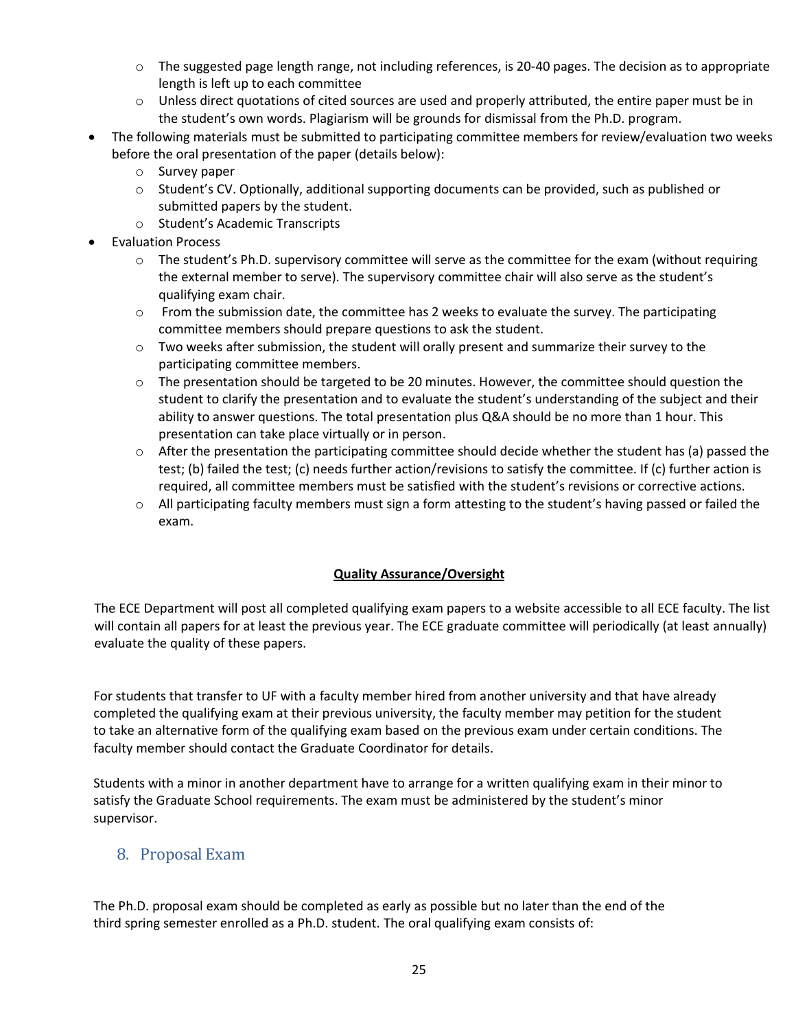- The suggested page length range, not including references, is 20-40 pages. The decision as to appropriate length is left up to each committee
  - Unless direct quotations of cited sources are used and properly attributed, the entire paper must be in the student's own words. Plagiarism will be grounds for dismissal from the Ph.D. program.
- The following materials must be submitted to participating committee members for review/evaluation two weeks before the oral presentation of the paper (details below):
  - Survey paper
  - Student's CV. Optionally, additional supporting documents can be provided, such as published or submitted papers by the student.
  - Student's Academic Transcripts
- Evaluation Process
  - The student's Ph.D. supervisory committee will serve as the committee for the exam (without requiring the external member to serve). The supervisory committee chair will also serve as the student's qualifying exam chair.
  - From the submission date, the committee has 2 weeks to evaluate the survey. The participating committee members should prepare questions to ask the student.
  - Two weeks after submission, the student will orally present and summarize their survey to the participating committee members.
  - The presentation should be targeted to be 20 minutes. However, the committee should question the student to clarify the presentation and to evaluate the student's understanding of the subject and their ability to answer questions. The total presentation plus Q&A should be no more than 1 hour. This presentation can take place virtually or in person.
  - After the presentation the participating committee should decide whether the student has (a) passed the test; (b) failed the test; (c) needs further action/revisions to satisfy the committee. If (c) further action is required, all committee members must be satisfied with the student's revisions or corrective actions.
  - All participating faculty members must sign a form attesting to the student's having passed or failed the exam.

**Quality Assurance/Oversight**

The ECE Department will post all completed qualifying exam papers to a website accessible to all ECE faculty. The list will contain all papers for at least the previous year. The ECE graduate committee will periodically (at least annually) evaluate the quality of these papers.

For students that transfer to UF with a faculty member hired from another university and that have already completed the qualifying exam at their previous university, the faculty member may petition for the student to take an alternative form of the qualifying exam based on the previous exam under certain conditions. The faculty member should contact the Graduate Coordinator for details.

Students with a minor in another department have to arrange for a written qualifying exam in their minor to satisfy the Graduate School requirements. The exam must be administered by the student's minor supervisor.

## 8. Proposal Exam

The Ph.D. proposal exam should be completed as early as possible but no later than the end of the third spring semester enrolled as a Ph.D. student. The oral qualifying exam consists of: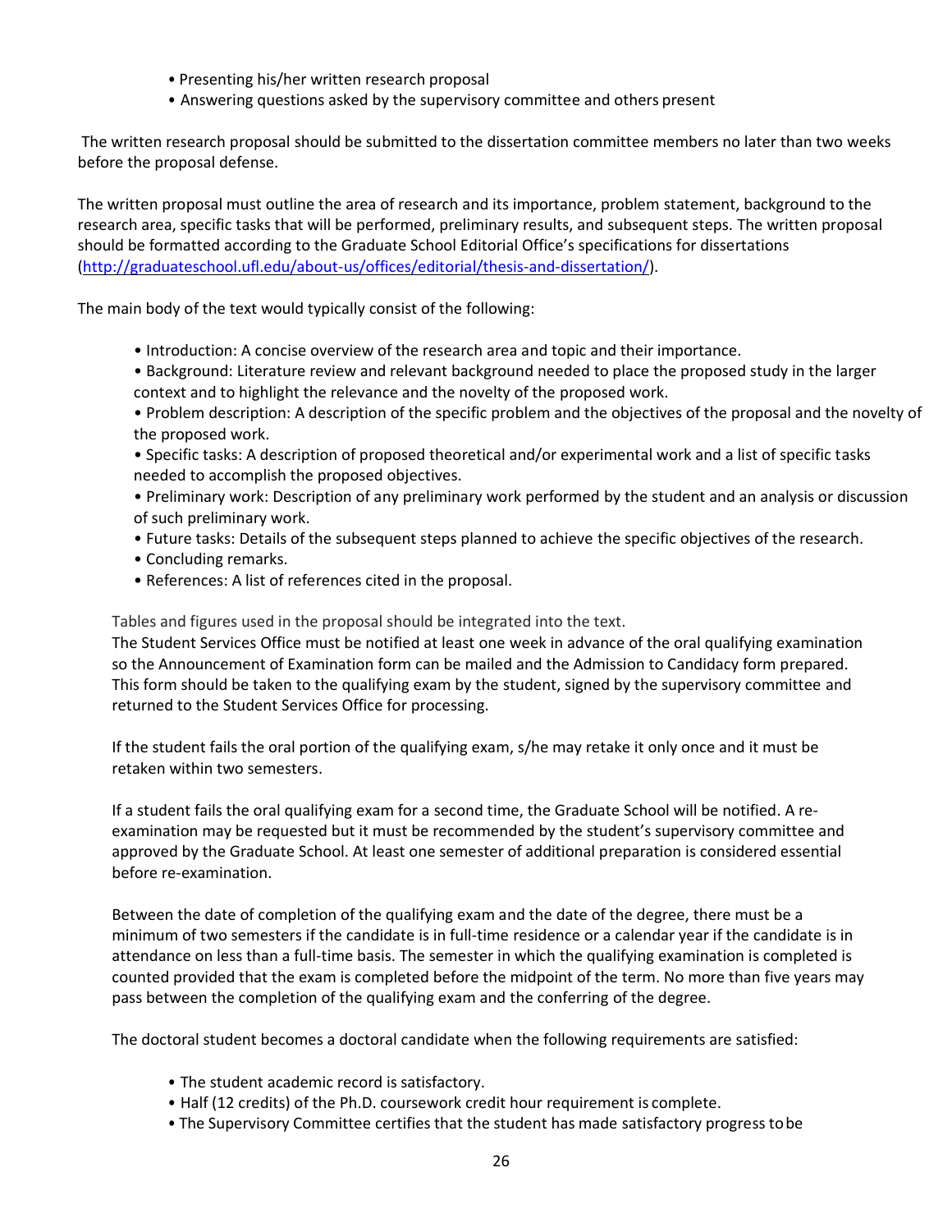- Presenting his/her written research proposal
- Answering questions asked by the supervisory committee and others present

The written research proposal should be submitted to the dissertation committee members no later than two weeks before the proposal defense.

The written proposal must outline the area of research and its importance, problem statement, background to the research area, specific tasks that will be performed, preliminary results, and subsequent steps. The written proposal should be formatted according to the Graduate School Editorial Office's specifications for dissertations (http://graduateschool.ufl.edu/about-us/offices/editorial/thesis-and-dissertation/).

The main body of the text would typically consist of the following:

- Introduction: A concise overview of the research area and topic and their importance.
- Background: Literature review and relevant background needed to place the proposed study in the larger context and to highlight the relevance and the novelty of the proposed work.
- Problem description: A description of the specific problem and the objectives of the proposal and the novelty of the proposed work.
- Specific tasks: A description of proposed theoretical and/or experimental work and a list of specific tasks needed to accomplish the proposed objectives.
- Preliminary work: Description of any preliminary work performed by the student and an analysis or discussion of such preliminary work.
- Future tasks: Details of the subsequent steps planned to achieve the specific objectives of the research.
- Concluding remarks.
- References: A list of references cited in the proposal.

Tables and figures used in the proposal should be integrated into the text.

The Student Services Office must be notified at least one week in advance of the oral qualifying examination so the Announcement of Examination form can be mailed and the Admission to Candidacy form prepared. This form should be taken to the qualifying exam by the student, signed by the supervisory committee and returned to the Student Services Office for processing.

If the student fails the oral portion of the qualifying exam, s/he may retake it only once and it must be retaken within two semesters.

If a student fails the oral qualifying exam for a second time, the Graduate School will be notified. A re-examination may be requested but it must be recommended by the student's supervisory committee and approved by the Graduate School. At least one semester of additional preparation is considered essential before re-examination.

Between the date of completion of the qualifying exam and the date of the degree, there must be a minimum of two semesters if the candidate is in full-time residence or a calendar year if the candidate is in attendance on less than a full-time basis. The semester in which the qualifying examination is completed is counted provided that the exam is completed before the midpoint of the term. No more than five years may pass between the completion of the qualifying exam and the conferring of the degree.

The doctoral student becomes a doctoral candidate when the following requirements are satisfied:

- The student academic record is satisfactory.
- Half (12 credits) of the Ph.D. coursework credit hour requirement is complete.
- The Supervisory Committee certifies that the student has made satisfactory progress to be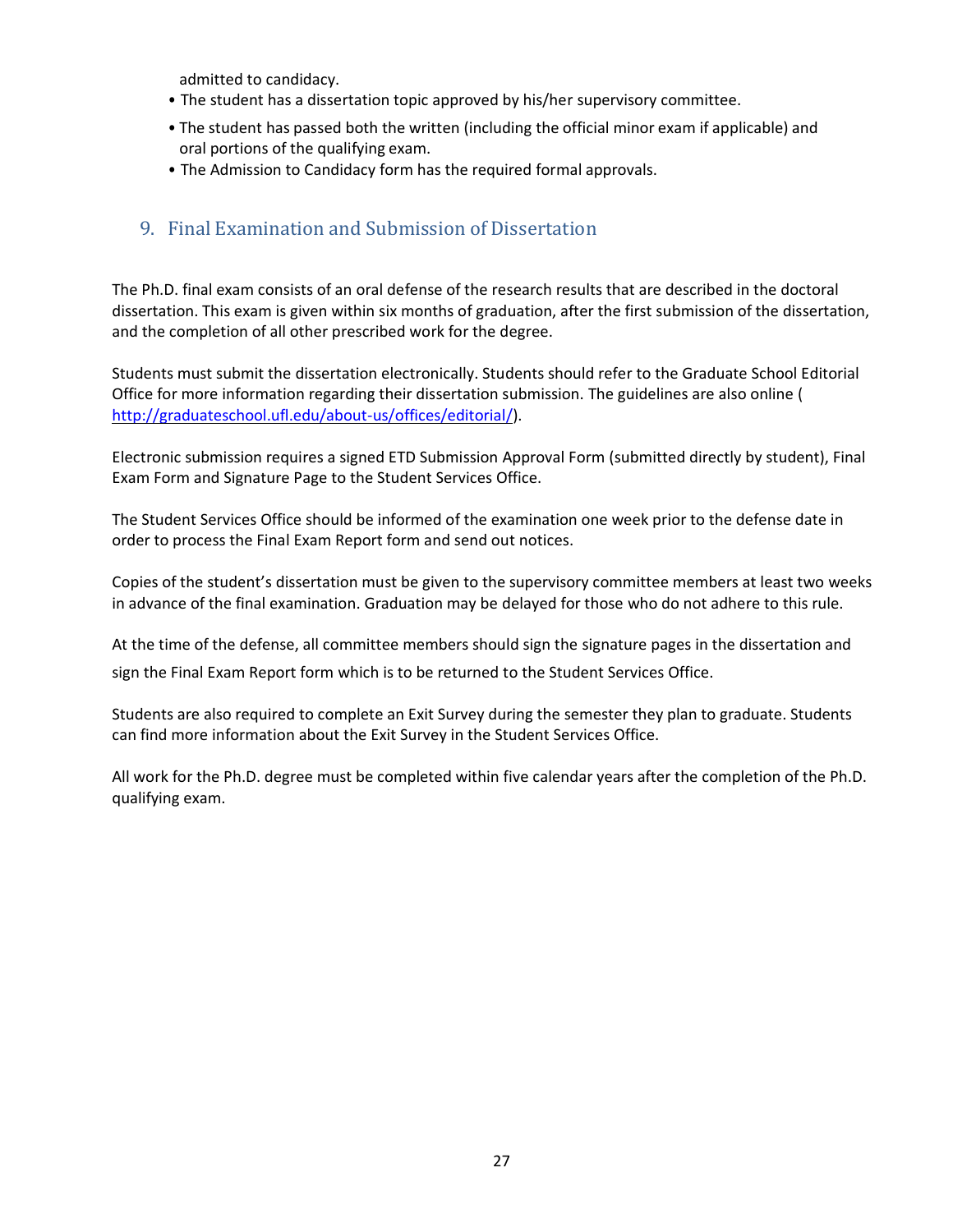admitted to candidacy.

- The student has a dissertation topic approved by his/her supervisory committee.
- The student has passed both the written (including the official minor exam if applicable) and oral portions of the qualifying exam.
- The Admission to Candidacy form has the required formal approvals.

## 9. Final Examination and Submission of Dissertation

The Ph.D. final exam consists of an oral defense of the research results that are described in the doctoral dissertation. This exam is given within six months of graduation, after the first submission of the dissertation, and the completion of all other prescribed work for the degree.

Students must submit the dissertation electronically. Students should refer to the Graduate School Editorial Office for more information regarding their dissertation submission. The guidelines are also online ( [http://graduateschool.ufl.edu/about-us/offices/editorial/](http://graduateschool.ufl.edu/about-us/offices/editorial/)).

Electronic submission requires a signed ETD Submission Approval Form (submitted directly by student), Final Exam Form and Signature Page to the Student Services Office.

The Student Services Office should be informed of the examination one week prior to the defense date in order to process the Final Exam Report form and send out notices.

Copies of the student's dissertation must be given to the supervisory committee members at least two weeks in advance of the final examination. Graduation may be delayed for those who do not adhere to this rule.

At the time of the defense, all committee members should sign the signature pages in the dissertation and sign the Final Exam Report form which is to be returned to the Student Services Office.

Students are also required to complete an Exit Survey during the semester they plan to graduate. Students can find more information about the Exit Survey in the Student Services Office.

All work for the Ph.D. degree must be completed within five calendar years after the completion of the Ph.D. qualifying exam.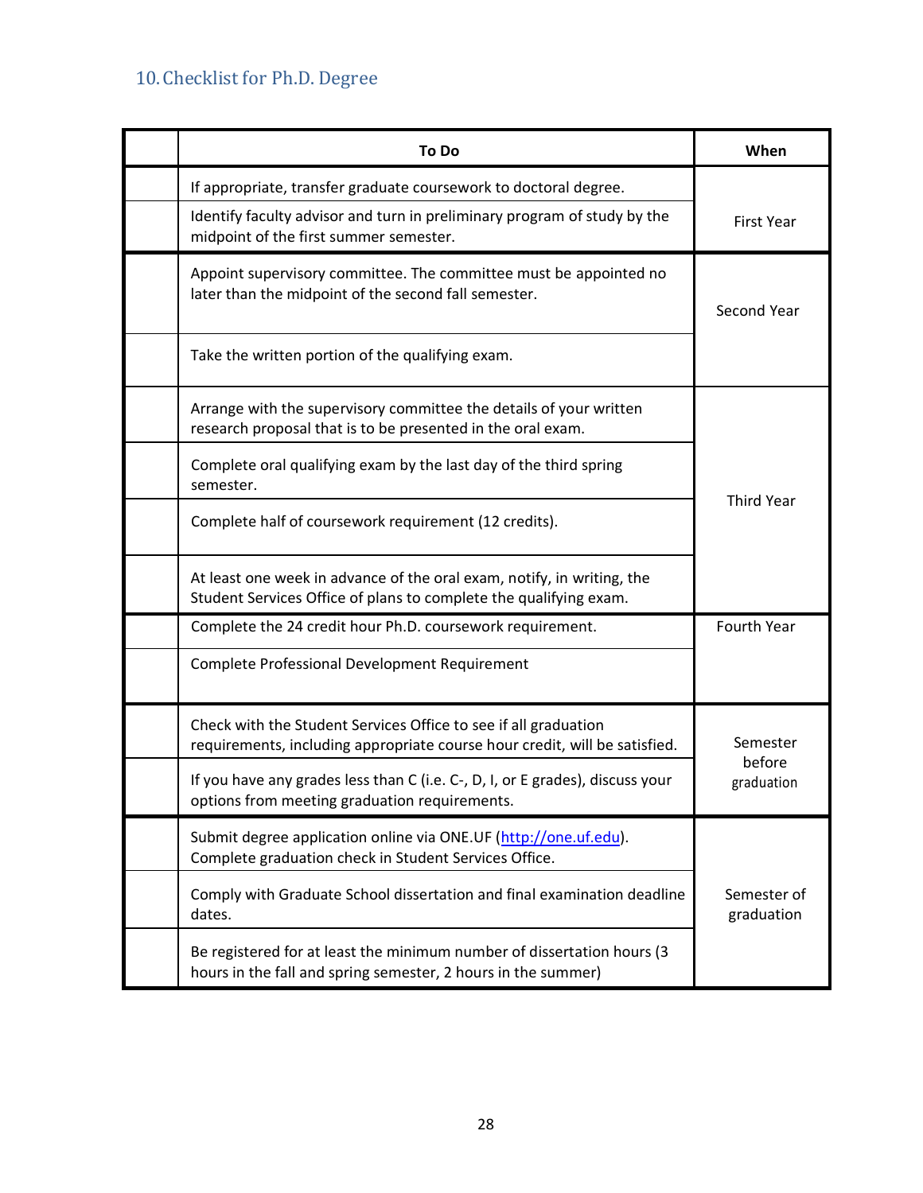## 10. Checklist for Ph.D. Degree

| | To Do | When |
|---|---|---|
| | If appropriate, transfer graduate coursework to doctoral degree. | First Year |
| | Identify faculty advisor and turn in preliminary program of study by the midpoint of the first summer semester. | |
| | Appoint supervisory committee. The committee must be appointed no later than the midpoint of the second fall semester. | Second Year |
| | Take the written portion of the qualifying exam. | |
| | Arrange with the supervisory committee the details of your written research proposal that is to be presented in the oral exam. | Third Year |
| | Complete oral qualifying exam by the last day of the third spring semester. | |
| | Complete half of coursework requirement (12 credits). | |
| | At least one week in advance of the oral exam, notify, in writing, the Student Services Office of plans to complete the qualifying exam. | |
| | Complete the 24 credit hour Ph.D. coursework requirement. | Fourth Year |
| | Complete Professional Development Requirement | |
| | Check with the Student Services Office to see if all graduation requirements, including appropriate course hour credit, will be satisfied. | Semester before graduation |
| | If you have any grades less than C (i.e. C-, D, I, or E grades), discuss your options from meeting graduation requirements. | |
| | Submit degree application online via ONE.UF (http://one.ufl.edu). Complete graduation check in Student Services Office. | Semester of graduation |
| | Comply with Graduate School dissertation and final examination deadline dates. | |
| | Be registered for at least the minimum number of dissertation hours (3 hours in the fall and spring semester, 2 hours in the summer) | |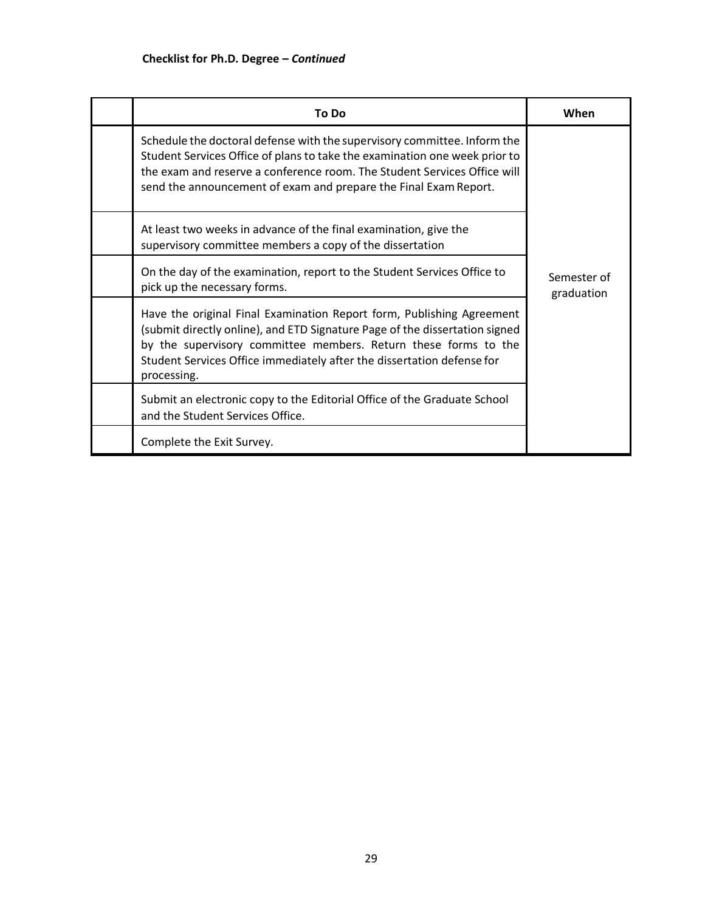**Checklist for Ph.D. Degree –** ***Continued***

| | To Do | When |
|---|---|---|
| | Schedule the doctoral defense with the supervisory committee. Inform the Student Services Office of plans to take the examination one week prior to the exam and reserve a conference room. The Student Services Office will send the announcement of exam and prepare the Final Exam Report. | Semester of graduation |
| | At least two weeks in advance of the final examination, give the supervisory committee members a copy of the dissertation | |
| | On the day of the examination, report to the Student Services Office to pick up the necessary forms. | |
| | Have the original Final Examination Report form, Publishing Agreement (submit directly online), and ETD Signature Page of the dissertation signed by the supervisory committee members. Return these forms to the Student Services Office immediately after the dissertation defense for processing. | |
| | Submit an electronic copy to the Editorial Office of the Graduate School and the Student Services Office. | |
| | Complete the Exit Survey. | |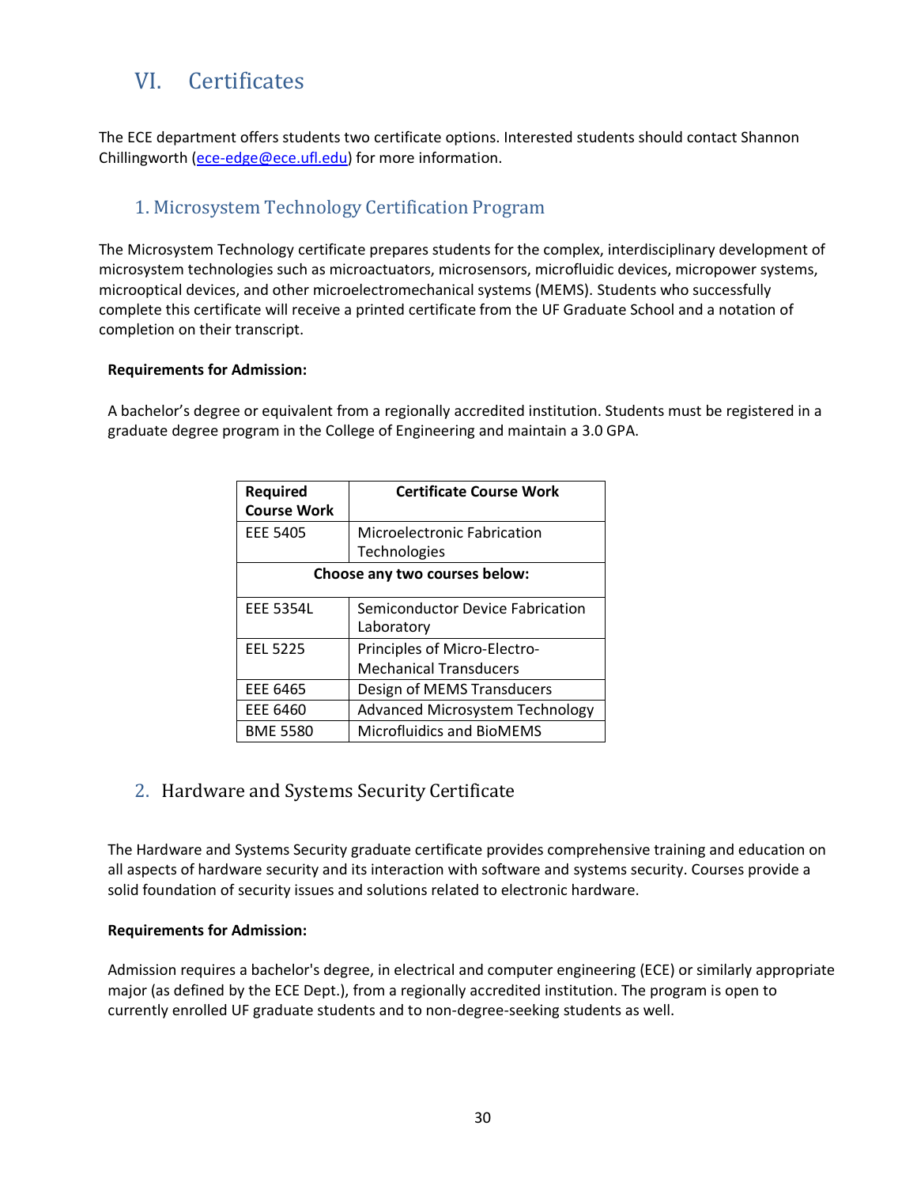# VI. Certificates

The ECE department offers students two certificate options. Interested students should contact Shannon Chillingworth (ece-edge@ece.ufl.edu) for more information.

## 1. Microsystem Technology Certification Program

The Microsystem Technology certificate prepares students for the complex, interdisciplinary development of microsystem technologies such as microactuators, microsensors, microfluidic devices, micropower systems, microoptical devices, and other microelectromechanical systems (MEMS). Students who successfully complete this certificate will receive a printed certificate from the UF Graduate School and a notation of completion on their transcript.

**Requirements for Admission:**

A bachelor's degree or equivalent from a regionally accredited institution. Students must be registered in a graduate degree program in the College of Engineering and maintain a 3.0 GPA.

| Required Course Work | Certificate Course Work |
|---|---|
| EEE 5405 | Microelectronic Fabrication Technologies |
| **Choose any two courses below:** | |
| EEE 5354L | Semiconductor Device Fabrication Laboratory |
| EEL 5225 | Principles of Micro-Electro-Mechanical Transducers |
| EEE 6465 | Design of MEMS Transducers |
| EEE 6460 | Advanced Microsystem Technology |
| BME 5580 | Microfluidics and BioMEMS |

## 2. Hardware and Systems Security Certificate

The Hardware and Systems Security graduate certificate provides comprehensive training and education on all aspects of hardware security and its interaction with software and systems security. Courses provide a solid foundation of security issues and solutions related to electronic hardware.

**Requirements for Admission:**

Admission requires a bachelor's degree, in electrical and computer engineering (ECE) or similarly appropriate major (as defined by the ECE Dept.), from a regionally accredited institution. The program is open to currently enrolled UF graduate students and to non-degree-seeking students as well.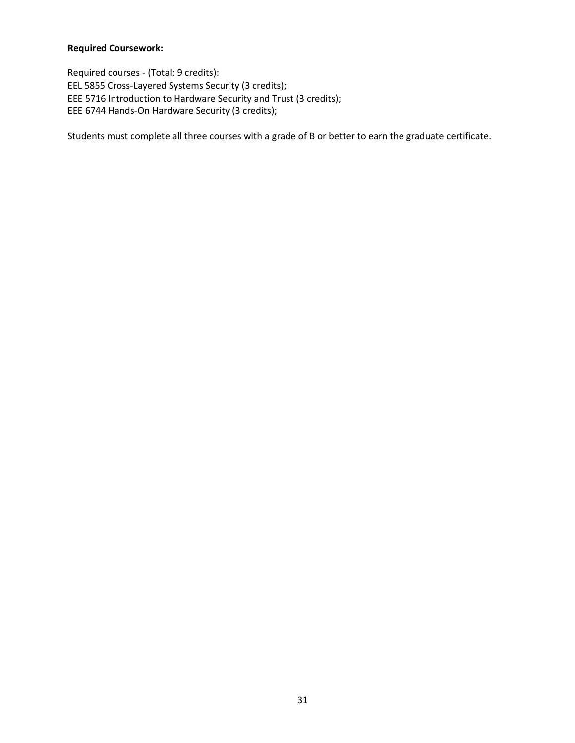**Required Coursework:**

Required courses - (Total: 9 credits):
EEL 5855 Cross-Layered Systems Security (3 credits);
EEE 5716 Introduction to Hardware Security and Trust (3 credits);
EEE 6744 Hands-On Hardware Security (3 credits);

Students must complete all three courses with a grade of B or better to earn the graduate certificate.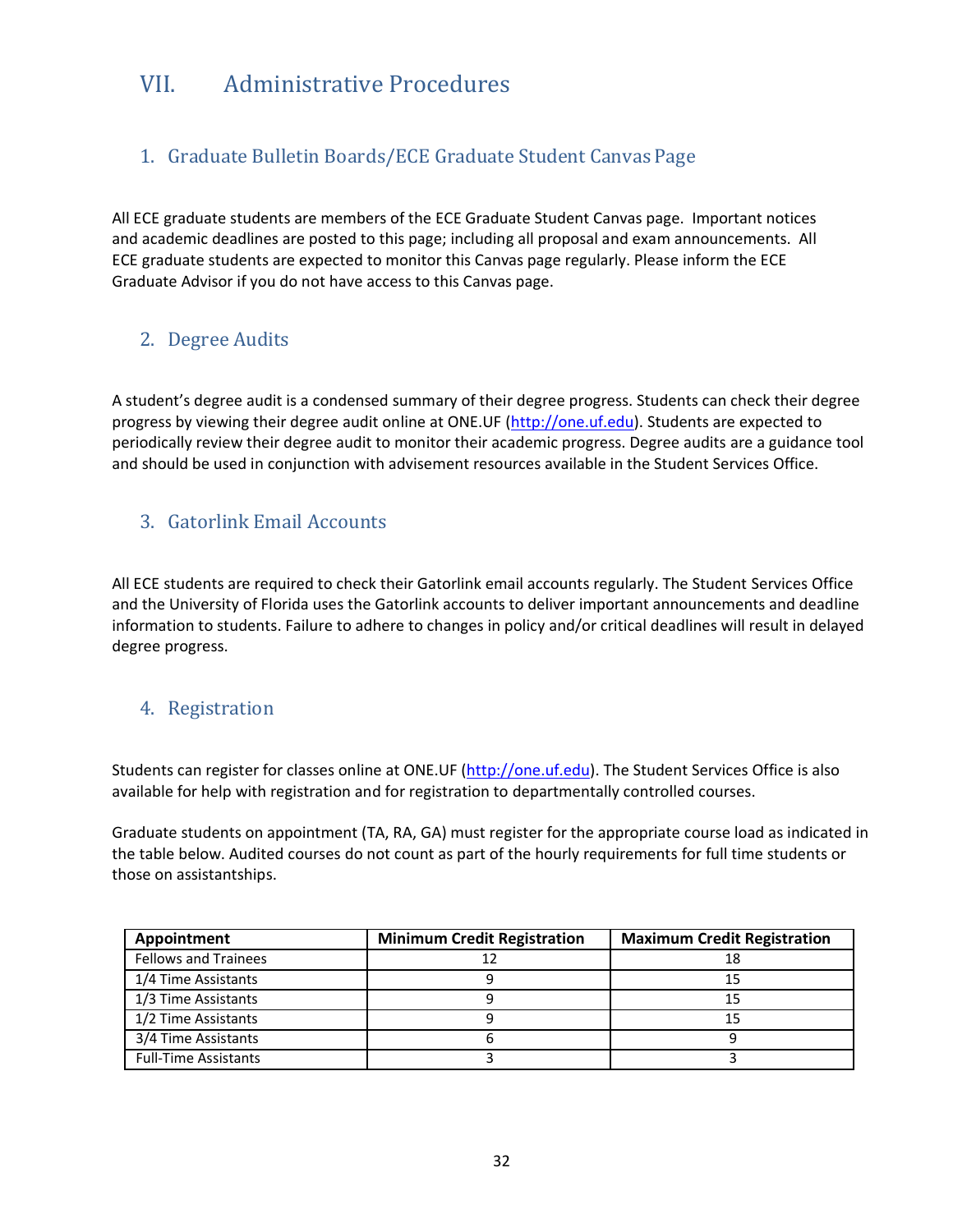# VII. Administrative Procedures

## 1. Graduate Bulletin Boards/ECE Graduate Student Canvas Page

All ECE graduate students are members of the ECE Graduate Student Canvas page. Important notices and academic deadlines are posted to this page; including all proposal and exam announcements. All ECE graduate students are expected to monitor this Canvas page regularly. Please inform the ECE Graduate Advisor if you do not have access to this Canvas page.

## 2. Degree Audits

A student's degree audit is a condensed summary of their degree progress. Students can check their degree progress by viewing their degree audit online at ONE.UF (http://one.uf.edu). Students are expected to periodically review their degree audit to monitor their academic progress. Degree audits are a guidance tool and should be used in conjunction with advisement resources available in the Student Services Office.

## 3. Gatorlink Email Accounts

All ECE students are required to check their Gatorlink email accounts regularly. The Student Services Office and the University of Florida uses the Gatorlink accounts to deliver important announcements and deadline information to students. Failure to adhere to changes in policy and/or critical deadlines will result in delayed degree progress.

## 4. Registration

Students can register for classes online at ONE.UF (http://one.uf.edu). The Student Services Office is also available for help with registration and for registration to departmentally controlled courses.

Graduate students on appointment (TA, RA, GA) must register for the appropriate course load as indicated in the table below. Audited courses do not count as part of the hourly requirements for full time students or those on assistantships.

| Appointment | Minimum Credit Registration | Maximum Credit Registration |
|---|---|---|
| Fellows and Trainees | 12 | 18 |
| 1/4 Time Assistants | 9 | 15 |
| 1/3 Time Assistants | 9 | 15 |
| 1/2 Time Assistants | 9 | 15 |
| 3/4 Time Assistants | 6 | 9 |
| Full-Time Assistants | 3 | 3 |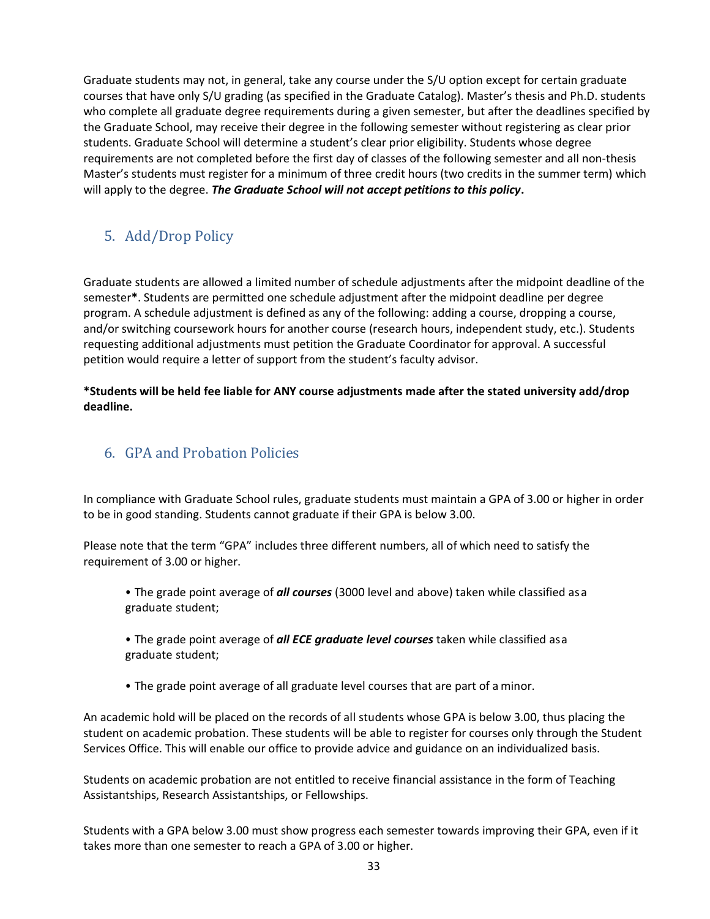Graduate students may not, in general, take any course under the S/U option except for certain graduate courses that have only S/U grading (as specified in the Graduate Catalog). Master's thesis and Ph.D. students who complete all graduate degree requirements during a given semester, but after the deadlines specified by the Graduate School, may receive their degree in the following semester without registering as clear prior students. Graduate School will determine a student's clear prior eligibility. Students whose degree requirements are not completed before the first day of classes of the following semester and all non-thesis Master's students must register for a minimum of three credit hours (two credits in the summer term) which will apply to the degree. ***The Graduate School will not accept petitions to this policy*.**

## 5. Add/Drop Policy

Graduate students are allowed a limited number of schedule adjustments after the midpoint deadline of the semester**\***. Students are permitted one schedule adjustment after the midpoint deadline per degree program. A schedule adjustment is defined as any of the following: adding a course, dropping a course, and/or switching coursework hours for another course (research hours, independent study, etc.). Students requesting additional adjustments must petition the Graduate Coordinator for approval. A successful petition would require a letter of support from the student's faculty advisor.

**\*Students will be held fee liable for ANY course adjustments made after the stated university add/drop deadline.**

## 6. GPA and Probation Policies

In compliance with Graduate School rules, graduate students must maintain a GPA of 3.00 or higher in order to be in good standing. Students cannot graduate if their GPA is below 3.00.

Please note that the term "GPA" includes three different numbers, all of which need to satisfy the requirement of 3.00 or higher.

- The grade point average of ***all courses*** (3000 level and above) taken while classified as a graduate student;
- The grade point average of ***all ECE graduate level courses*** taken while classified as a graduate student;
- The grade point average of all graduate level courses that are part of a minor.

An academic hold will be placed on the records of all students whose GPA is below 3.00, thus placing the student on academic probation. These students will be able to register for courses only through the Student Services Office. This will enable our office to provide advice and guidance on an individualized basis.

Students on academic probation are not entitled to receive financial assistance in the form of Teaching Assistantships, Research Assistantships, or Fellowships.

Students with a GPA below 3.00 must show progress each semester towards improving their GPA, even if it takes more than one semester to reach a GPA of 3.00 or higher.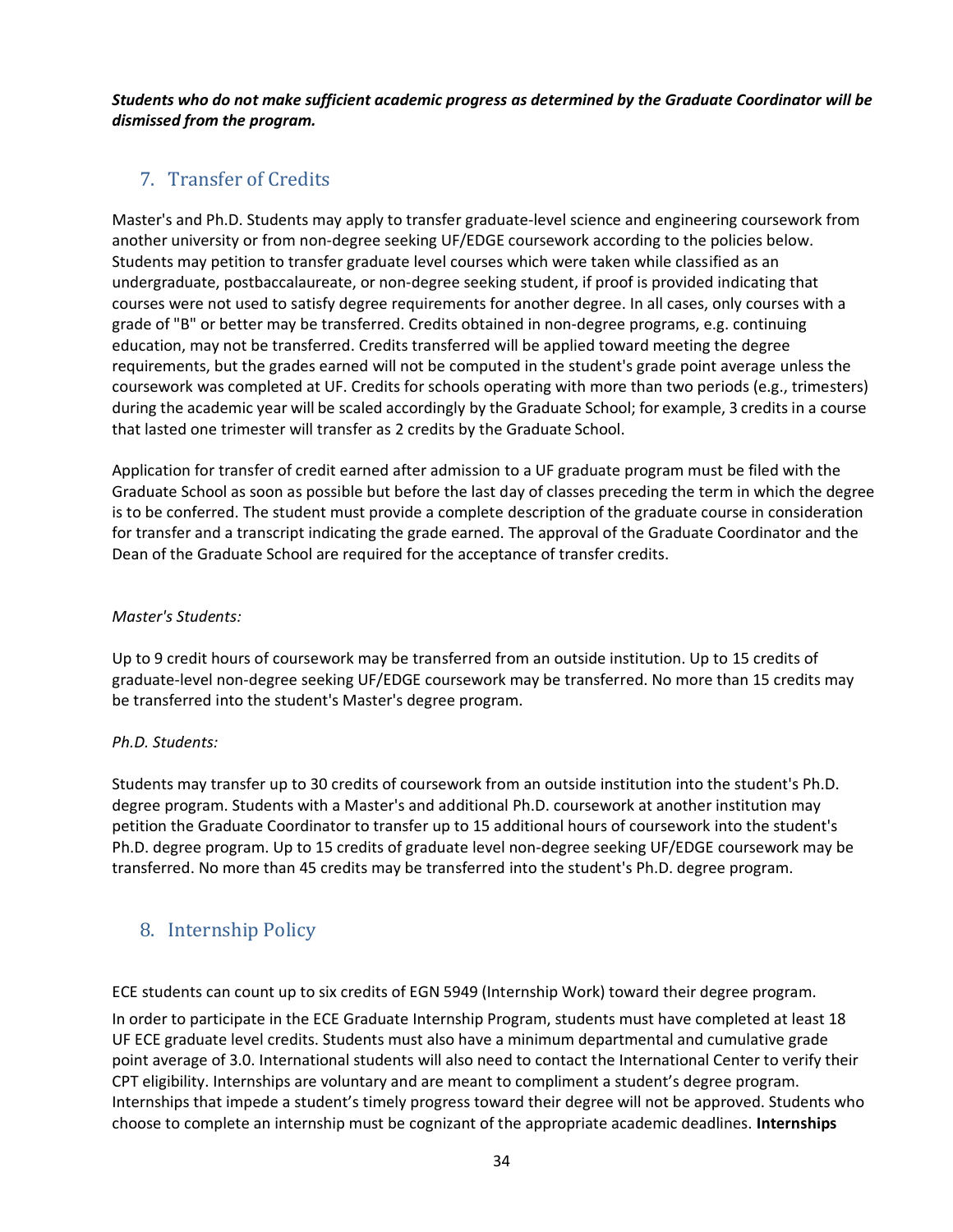***Students who do not make sufficient academic progress as determined by the Graduate Coordinator will be dismissed from the program.***

## 7. Transfer of Credits

Master's and Ph.D. Students may apply to transfer graduate-level science and engineering coursework from another university or from non-degree seeking UF/EDGE coursework according to the policies below. Students may petition to transfer graduate level courses which were taken while classified as an undergraduate, postbaccalaureate, or non-degree seeking student, if proof is provided indicating that courses were not used to satisfy degree requirements for another degree. In all cases, only courses with a grade of "B" or better may be transferred. Credits obtained in non-degree programs, e.g. continuing education, may not be transferred. Credits transferred will be applied toward meeting the degree requirements, but the grades earned will not be computed in the student's grade point average unless the coursework was completed at UF. Credits for schools operating with more than two periods (e.g., trimesters) during the academic year will be scaled accordingly by the Graduate School; for example, 3 credits in a course that lasted one trimester will transfer as 2 credits by the Graduate School.

Application for transfer of credit earned after admission to a UF graduate program must be filed with the Graduate School as soon as possible but before the last day of classes preceding the term in which the degree is to be conferred. The student must provide a complete description of the graduate course in consideration for transfer and a transcript indicating the grade earned. The approval of the Graduate Coordinator and the Dean of the Graduate School are required for the acceptance of transfer credits.

*Master's Students:*

Up to 9 credit hours of coursework may be transferred from an outside institution. Up to 15 credits of graduate-level non-degree seeking UF/EDGE coursework may be transferred. No more than 15 credits may be transferred into the student's Master's degree program.

*Ph.D. Students:*

Students may transfer up to 30 credits of coursework from an outside institution into the student's Ph.D. degree program. Students with a Master's and additional Ph.D. coursework at another institution may petition the Graduate Coordinator to transfer up to 15 additional hours of coursework into the student's Ph.D. degree program. Up to 15 credits of graduate level non-degree seeking UF/EDGE coursework may be transferred. No more than 45 credits may be transferred into the student's Ph.D. degree program.

## 8. Internship Policy

ECE students can count up to six credits of EGN 5949 (Internship Work) toward their degree program.

In order to participate in the ECE Graduate Internship Program, students must have completed at least 18 UF ECE graduate level credits. Students must also have a minimum departmental and cumulative grade point average of 3.0. International students will also need to contact the International Center to verify their CPT eligibility. Internships are voluntary and are meant to compliment a student's degree program. Internships that impede a student's timely progress toward their degree will not be approved. Students who choose to complete an internship must be cognizant of the appropriate academic deadlines. **Internships**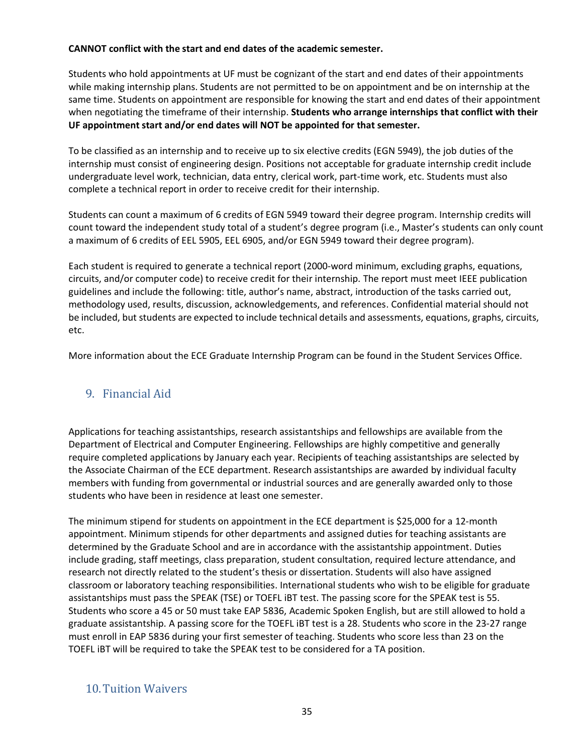**CANNOT conflict with the start and end dates of the academic semester.**

Students who hold appointments at UF must be cognizant of the start and end dates of their appointments while making internship plans. Students are not permitted to be on appointment and be on internship at the same time. Students on appointment are responsible for knowing the start and end dates of their appointment when negotiating the timeframe of their internship. **Students who arrange internships that conflict with their UF appointment start and/or end dates will NOT be appointed for that semester.**

To be classified as an internship and to receive up to six elective credits (EGN 5949), the job duties of the internship must consist of engineering design. Positions not acceptable for graduate internship credit include undergraduate level work, technician, data entry, clerical work, part-time work, etc. Students must also complete a technical report in order to receive credit for their internship.

Students can count a maximum of 6 credits of EGN 5949 toward their degree program. Internship credits will count toward the independent study total of a student's degree program (i.e., Master's students can only count a maximum of 6 credits of EEL 5905, EEL 6905, and/or EGN 5949 toward their degree program).

Each student is required to generate a technical report (2000-word minimum, excluding graphs, equations, circuits, and/or computer code) to receive credit for their internship. The report must meet IEEE publication guidelines and include the following: title, author's name, abstract, introduction of the tasks carried out, methodology used, results, discussion, acknowledgements, and references. Confidential material should not be included, but students are expected to include technical details and assessments, equations, graphs, circuits, etc.

More information about the ECE Graduate Internship Program can be found in the Student Services Office.

## 9. Financial Aid

Applications for teaching assistantships, research assistantships and fellowships are available from the Department of Electrical and Computer Engineering. Fellowships are highly competitive and generally require completed applications by January each year. Recipients of teaching assistantships are selected by the Associate Chairman of the ECE department. Research assistantships are awarded by individual faculty members with funding from governmental or industrial sources and are generally awarded only to those students who have been in residence at least one semester.

The minimum stipend for students on appointment in the ECE department is $25,000 for a 12-month appointment. Minimum stipends for other departments and assigned duties for teaching assistants are determined by the Graduate School and are in accordance with the assistantship appointment. Duties include grading, staff meetings, class preparation, student consultation, required lecture attendance, and research not directly related to the student's thesis or dissertation. Students will also have assigned classroom or laboratory teaching responsibilities. International students who wish to be eligible for graduate assistantships must pass the SPEAK (TSE) or TOEFL iBT test. The passing score for the SPEAK test is 55. Students who score a 45 or 50 must take EAP 5836, Academic Spoken English, but are still allowed to hold a graduate assistantship. A passing score for the TOEFL iBT test is a 28. Students who score in the 23-27 range must enroll in EAP 5836 during your first semester of teaching. Students who score less than 23 on the TOEFL iBT will be required to take the SPEAK test to be considered for a TA position.

## 10. Tuition Waivers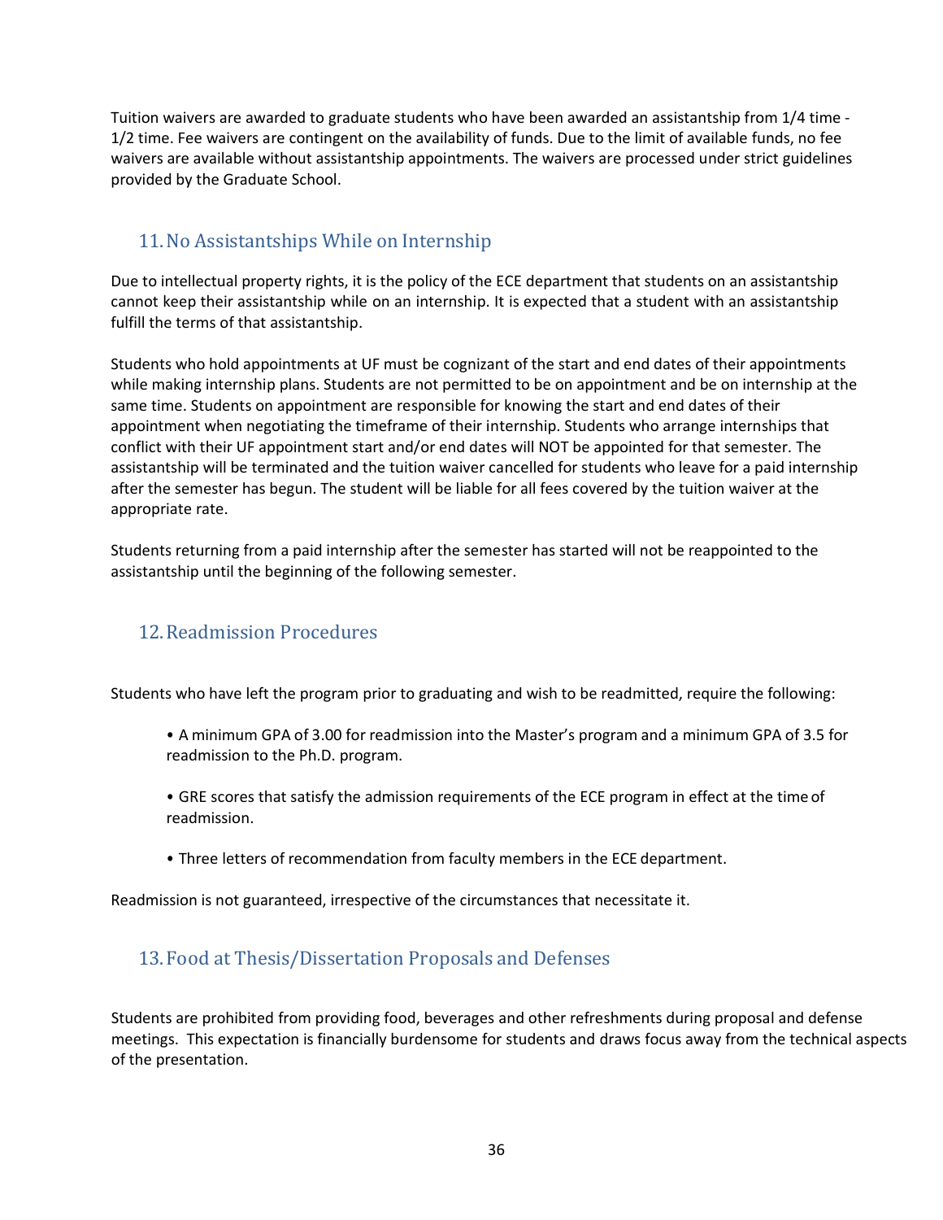Tuition waivers are awarded to graduate students who have been awarded an assistantship from 1/4 time - 1/2 time. Fee waivers are contingent on the availability of funds. Due to the limit of available funds, no fee waivers are available without assistantship appointments. The waivers are processed under strict guidelines provided by the Graduate School.

## 11. No Assistantships While on Internship

Due to intellectual property rights, it is the policy of the ECE department that students on an assistantship cannot keep their assistantship while on an internship. It is expected that a student with an assistantship fulfill the terms of that assistantship.

Students who hold appointments at UF must be cognizant of the start and end dates of their appointments while making internship plans. Students are not permitted to be on appointment and be on internship at the same time. Students on appointment are responsible for knowing the start and end dates of their appointment when negotiating the timeframe of their internship. Students who arrange internships that conflict with their UF appointment start and/or end dates will NOT be appointed for that semester. The assistantship will be terminated and the tuition waiver cancelled for students who leave for a paid internship after the semester has begun. The student will be liable for all fees covered by the tuition waiver at the appropriate rate.

Students returning from a paid internship after the semester has started will not be reappointed to the assistantship until the beginning of the following semester.

## 12. Readmission Procedures

Students who have left the program prior to graduating and wish to be readmitted, require the following:

- A minimum GPA of 3.00 for readmission into the Master's program and a minimum GPA of 3.5 for readmission to the Ph.D. program.
- GRE scores that satisfy the admission requirements of the ECE program in effect at the time of readmission.
- Three letters of recommendation from faculty members in the ECE department.

Readmission is not guaranteed, irrespective of the circumstances that necessitate it.

## 13. Food at Thesis/Dissertation Proposals and Defenses

Students are prohibited from providing food, beverages and other refreshments during proposal and defense meetings. This expectation is financially burdensome for students and draws focus away from the technical aspects of the presentation.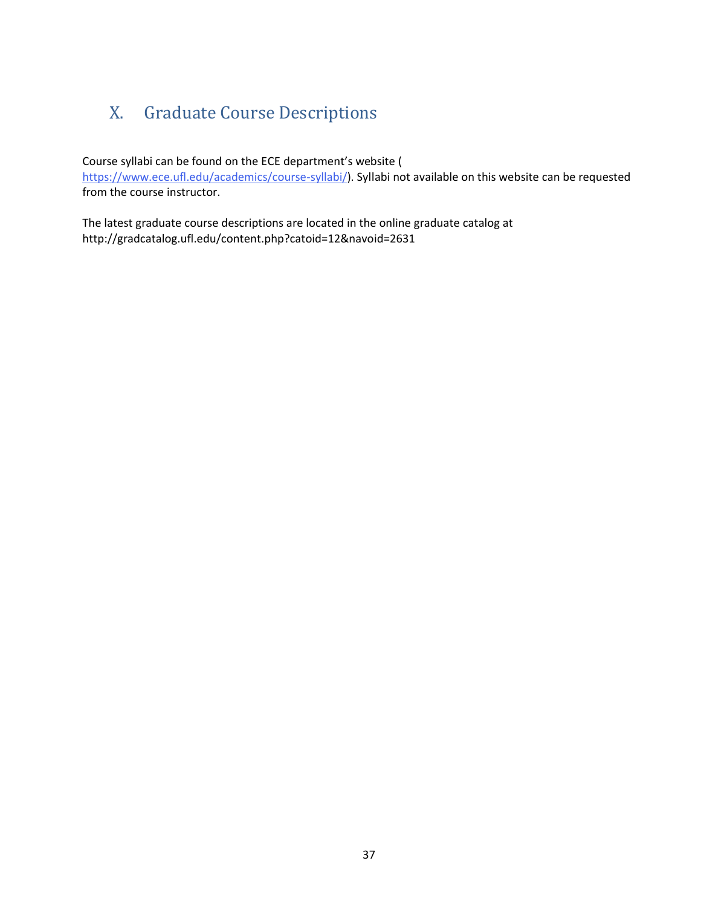# X. Graduate Course Descriptions

Course syllabi can be found on the ECE department's website ( [https://www.ece.ufl.edu/academics/course-syllabi/](https://www.ece.ufl.edu/academics/course-syllabi/)). Syllabi not available on this website can be requested from the course instructor.

The latest graduate course descriptions are located in the online graduate catalog at http://gradcatalog.ufl.edu/content.php?catoid=12&navoid=2631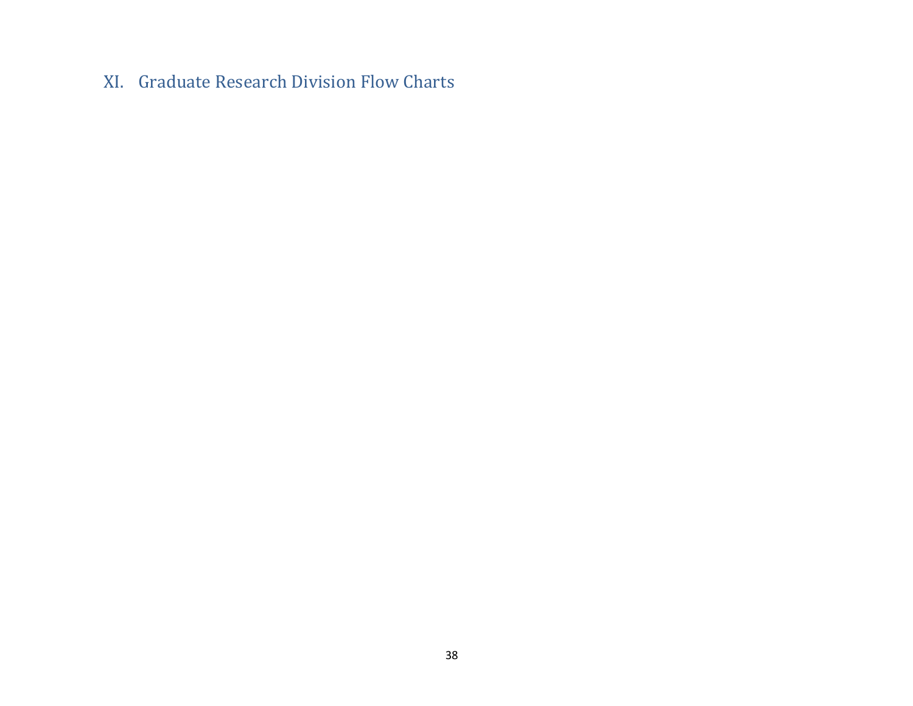## XI. Graduate Research Division Flow Charts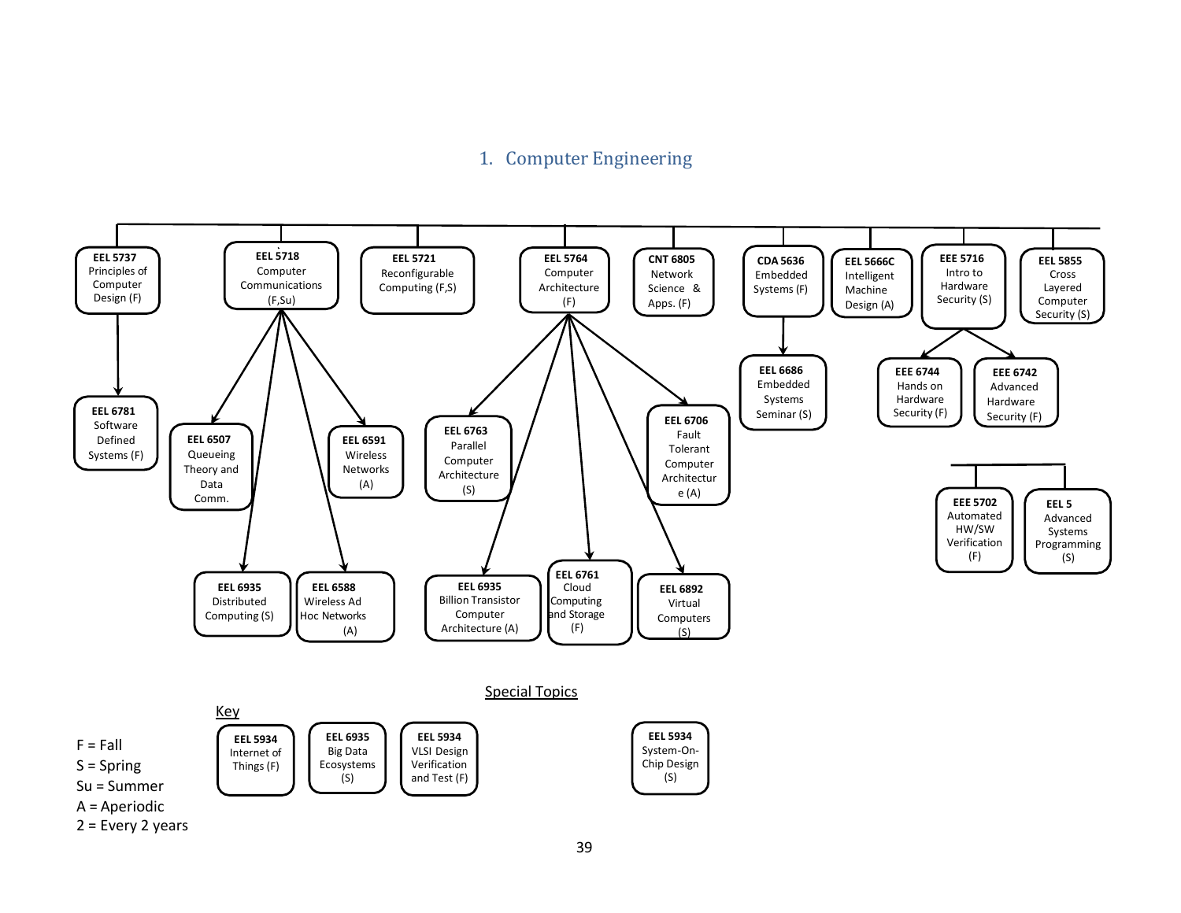## 1. Computer Engineering

- **EEL 5737** Principles of Computer Design (F)
  - **EEL 6781** Software Defined Systems (F)
- **EEL 5718** Computer Communications (F,Su)
  - **EEL 6507** Queueing Theory and Data Comm.
  - **EEL 6591** Wireless Networks (A)
  - **EEL 6935** Distributed Computing (S)
  - **EEL 6588** Wireless Ad Hoc Networks (A)
- **EEL 5721** Reconfigurable Computing (F,S)
- **EEL 5764** Computer Architecture (F)
  - **EEL 6763** Parallel Computer Architecture (S)
  - **EEL 6706** Fault Tolerant Computer Architecture (A)
  - **EEL 6935** Billion Transistor Computer Architecture (A)
  - **EEL 6761** Cloud Computing and Storage (F)
  - **EEL 6892** Virtual Computers (S)
- **CNT 6805** Network Science & Apps. (F)
- **CDA 5636** Embedded Systems (F)
  - **EEL 6686** Embedded Systems Seminar (S)
- **EEL 5666C** Intelligent Machine Design (A)
- **EEE 5716** Intro to Hardware Security (S)
  - **EEE 6744** Hands on Hardware Security (F)
  - **EEE 6742** Advanced Hardware Security (F)
- **EEL 5855** Cross Layered Computer Security (S)

- **EEE 5702** Automated HW/SW Verification (F)
- **EEL 5** Advanced Systems Programming (S)

### Special Topics

- **EEL 5934** Internet of Things (F)
- **EEL 6935** Big Data Ecosystems (S)
- **EEL 5934** VLSI Design Verification and Test (F)
- **EEL 5934** System-On-Chip Design (S)

**Key**

F = Fall
S = Spring
Su = Summer
A = Aperiodic
2 = Every 2 years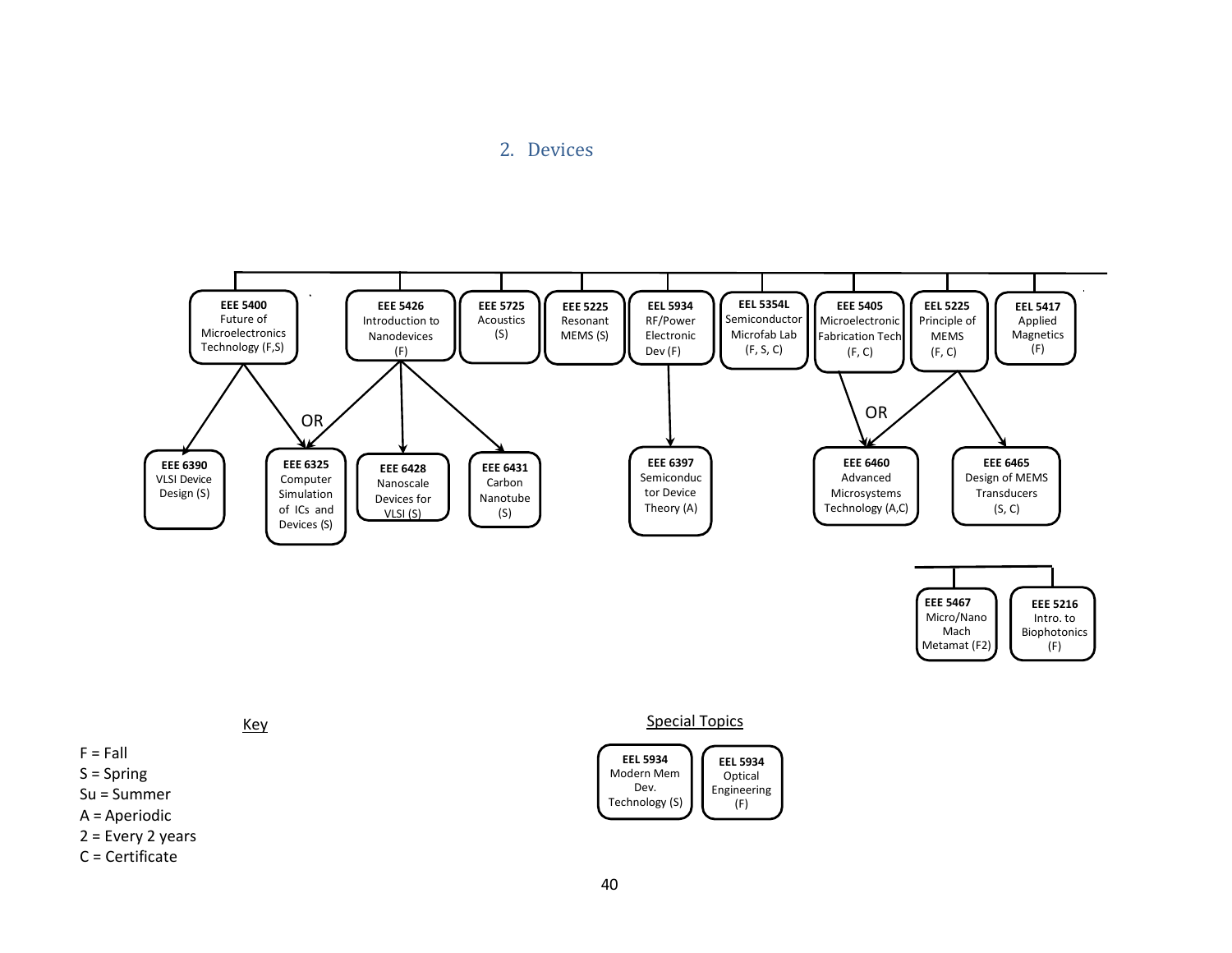## 2. Devices

- **EEE 5400** Future of Microelectronics Technology (F,S)
  - → **EEE 6390** VLSI Device Design (S)
  - → OR **EEE 6325** Computer Simulation of ICs and Devices (S)
- **EEE 5426** Introduction to Nanodevices (F)
  - → OR **EEE 6325** Computer Simulation of ICs and Devices (S)
  - → **EEE 6428** Nanoscale Devices for VLSI (S)
  - → **EEE 6431** Carbon Nanotube (S)
- **EEE 5725** Acoustics (S)
- **EEE 5225** Resonant MEMS (S)
- **EEL 5934** RF/Power Electronic Dev (F)
  - → **EEE 6397** Semiconductor Device Theory (A)
- **EEL 5354L** Semiconductor Microfab Lab (F, S, C)
- **EEE 5405** Microelectronic Fabrication Tech (F, C)
  - → OR **EEE 6460** Advanced Microsystems Technology (A,C)
- **EEL 5225** Principle of MEMS (F, C)
  - → OR **EEE 6460** Advanced Microsystems Technology (A,C)
  - → **EEE 6465** Design of MEMS Transducers (S, C)
- **EEL 5417** Applied Magnetics (F)

- **EEE 5467** Micro/Nano Mach Metamat (F2)
- **EEE 5216** Intro. to Biophotonics (F)

### Key

F = Fall
S = Spring
Su = Summer
A = Aperiodic
2 = Every 2 years
C = Certificate

### Special Topics

- **EEL 5934** Modern Mem Dev. Technology (S)
- **EEL 5934** Optical Engineering (F)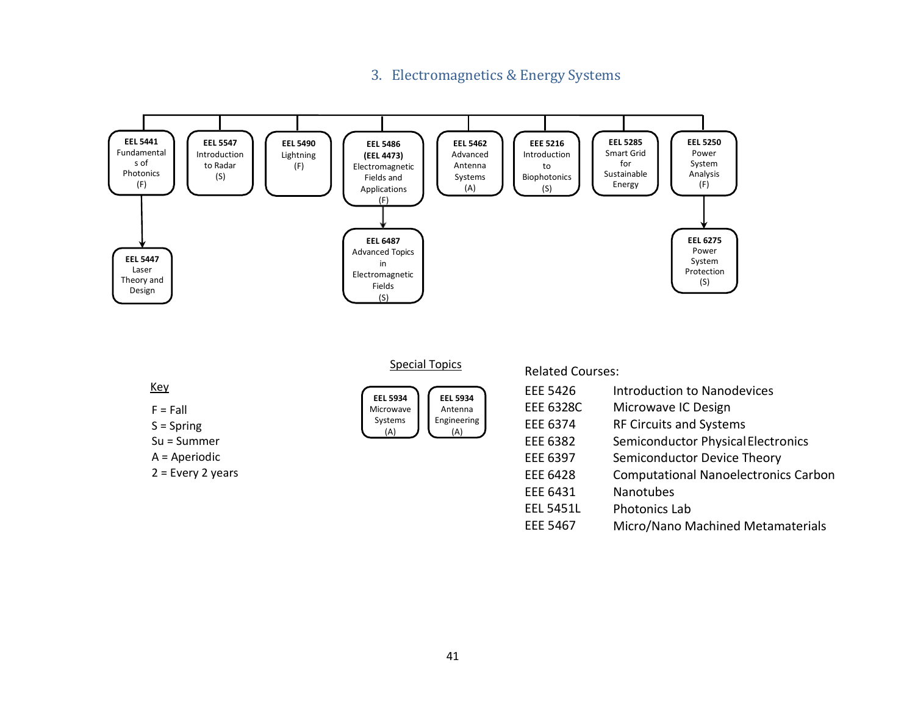## 3. Electromagnetics & Energy Systems

- **EEL 5441** Fundamentals of Photonics (F)
  - → **EEL 5447** Laser Theory and Design
- **EEL 5547** Introduction to Radar (S)
- **EEL 5490** Lightning (F)
- **EEL 5486 (EEL 4473)** Electromagnetic Fields and Applications (F)
  - → **EEL 6487** Advanced Topics in Electromagnetic Fields (S)
- **EEL 5462** Advanced Antenna Systems (A)
- **EEE 5216** Introduction to Biophotonics (S)
- **EEL 5285** Smart Grid for Sustainable Energy
- **EEL 5250** Power System Analysis (F)
  - → **EEL 6275** Power System Protection (S)

<u>Special Topics</u>

- **EEL 5934** Microwave Systems (A)
- **EEL 5934** Antenna Engineering (A)

<u>Key</u>

F = Fall
S = Spring
Su = Summer
A = Aperiodic
2 = Every 2 years

Related Courses:

| | |
|---|---|
| EEE 5426 | Introduction to Nanodevices |
| EEE 6328C | Microwave IC Design |
| EEE 6374 | RF Circuits and Systems |
| EEE 6382 | Semiconductor Physical Electronics |
| EEE 6397 | Semiconductor Device Theory |
| EEE 6428 | Computational Nanoelectronics Carbon |
| EEE 6431 | Nanotubes |
| EEL 5451L | Photonics Lab |
| EEE 5467 | Micro/Nano Machined Metamaterials |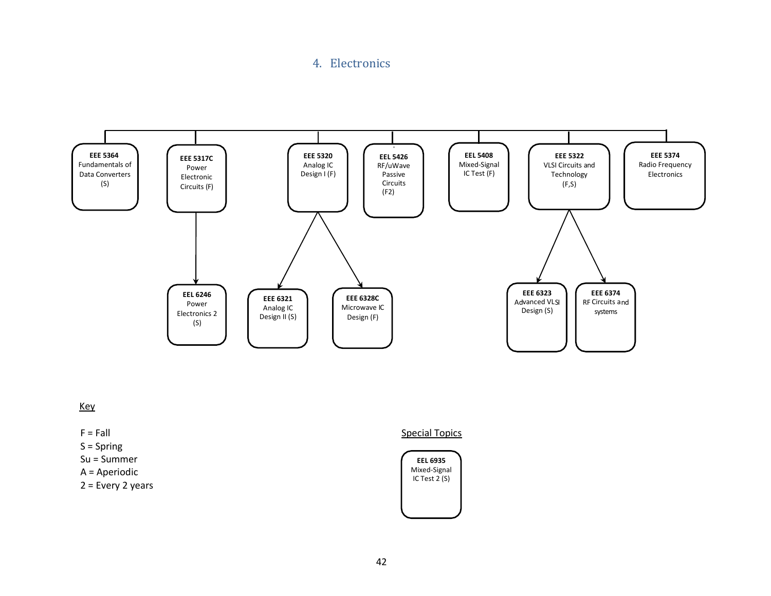## 4. Electronics

- **EEE 5364** Fundamentals of Data Converters (S)
- **EEE 5317C** Power Electronic Circuits (F)
  - **EEL 6246** Power Electronics 2 (S)
- **EEE 5320** Analog IC Design I (F)
  - **EEE 6321** Analog IC Design II (S)
  - **EEE 6328C** Microwave IC Design (F)
- **EEL 5426** RF/uWave Passive Circuits (F2)
- **EEL 5408** Mixed-Signal IC Test (F)
- **EEE 5322** VLSI Circuits and Technology (F,S)
  - **EEE 6323** Advanced VLSI Design (S)
  - **EEE 6374** RF Circuits and systems
- **EEE 5374** Radio Frequency Electronics

Key

F = Fall
S = Spring
Su = Summer
A = Aperiodic
2 = Every 2 years

Special Topics

- **EEL 6935** Mixed-Signal IC Test 2 (S)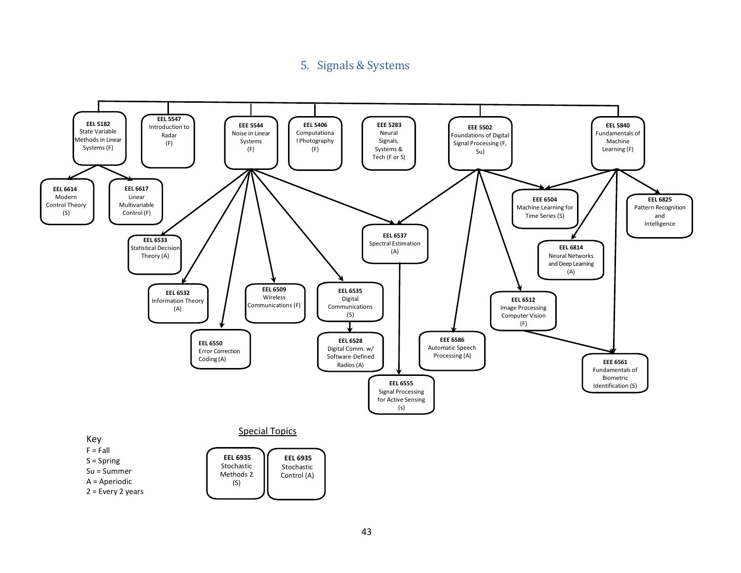## 5. Signals & Systems

**EEL 5182** State Variable Methods in Linear Systems (F)
- **EEL 6614** Modern Control Theory (S)
- **EEL 6617** Linear Multivariable Control (F)

**EEL 5547** Introduction to Radar (F)

**EEE 5544** Noise in Linear Systems (F)
- **EEL 6533** Statistical Decision Theory (A)
- **EEL 6532** Information Theory (A)
- **EEL 6550** Error Correction Coding (A)
- **EEL 6509** Wireless Communications (F)
- **EEL 6535** Digital Communications (S)
  - **EEL 6528** Digital Comm. w/ Software-Defined Radios (A)
- **EEL 6537** Spectral Estimation (A)
  - **EEL 6555** Signal Processing for Active Sensing (s)

**EEL 5406** Computational Photography (F)

**EEE 5283** Neural Signals, Systems & Tech (F or S)

**EEE 5502** Foundations of Digital Signal Processing (F, Su)
- **EEL 6537** Spectral Estimation (A)
- **EEE 6586** Automatic Speech Processing (A)
- **EEL 6512** Image Processing Computer Vision (F)
  - **EEE 6561** Fundamentals of Biometric Identification (S)
- **EEE 6504** Machine Learning for Time Series (S)

**EEL 5840** Fundamentals of Machine Learning (F)
- **EEE 6504** Machine Learning for Time Series (S)
- **EEL 6814** Neural Networks and Deep Learning (A)
- **EEE 6561** Fundamentals of Biometric Identification (S)
- **EEL 6825** Pattern Recognition and Intelligence

### Special Topics

- **EEL 6935** Stochastic Methods 2 (S)
- **EEL 6935** Stochastic Control (A)

Key
- F = Fall
- S = Spring
- Su = Summer
- A = Aperiodic
- 2 = Every 2 years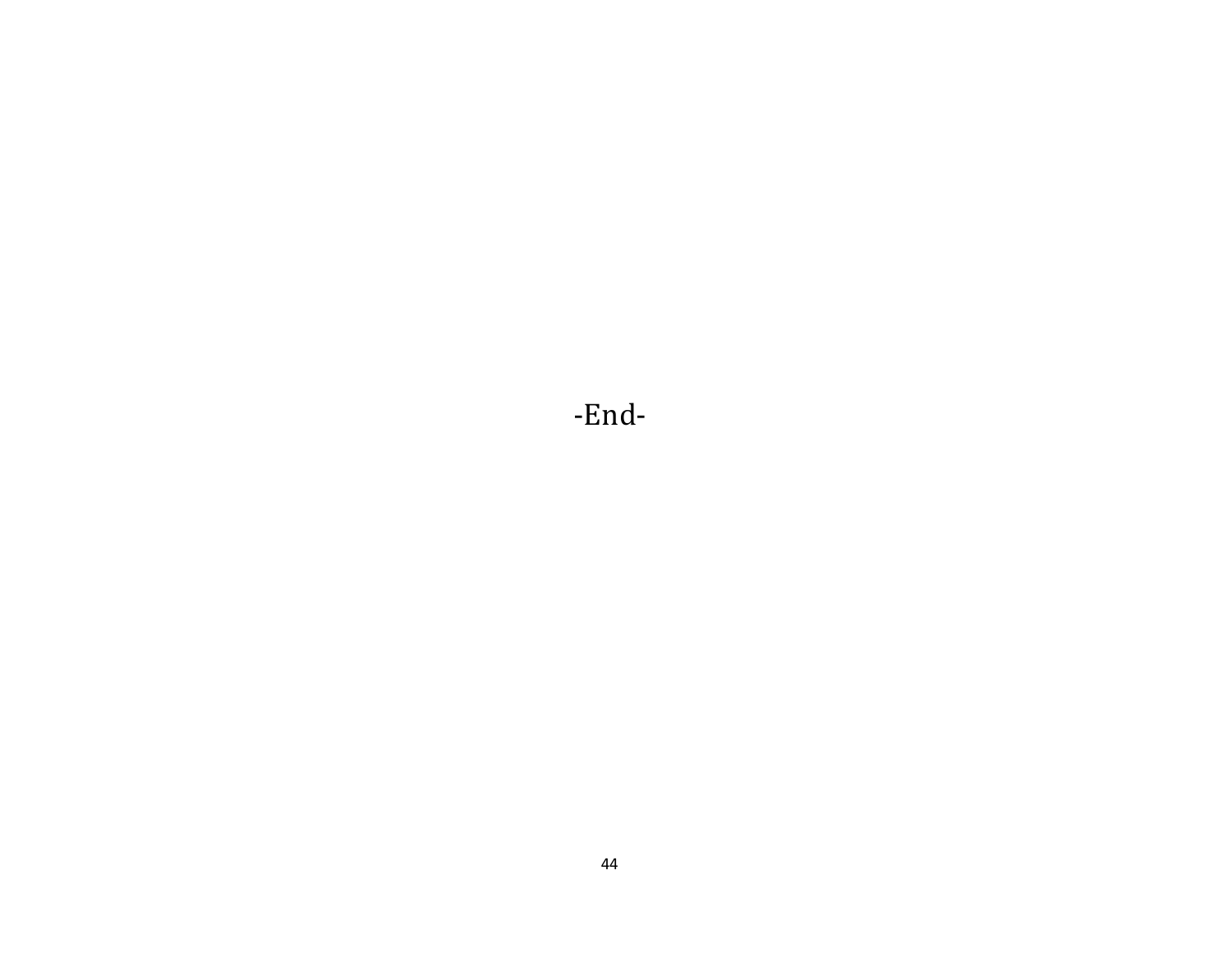-End-